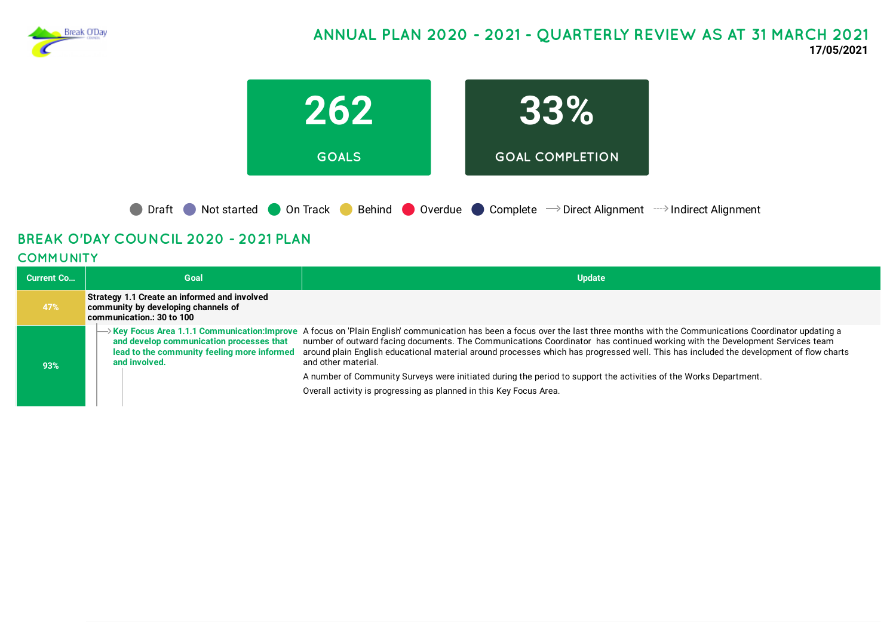# ANNUAL PLAN 2020 - 2021 - QUARTERLY REVIEW AS AT 31 MARCH 2021

**17/05/2021**

**262**
GOALS

**33%**
GOAL COMPLETION

Draft | Not started | On Track | Behind | Overdue | Complete | Direct Alignment | Indirect Alignment

## BREAK O'DAY COUNCIL 2020 - 2021 PLAN

### COMMUNITY

| Current Co... | Goal | Update |
|---|---|---|
| 47% | **Strategy 1.1 Create an informed and involved community by developing channels of communication.: 30 to 100** | |
| 93% | **Key Focus Area 1.1.1 Communication:Improve and develop communication processes that lead to the community feeling more informed and involved.** | A focus on 'Plain English' communication has been a focus over the last three months with the Communications Coordinator updating a number of outward facing documents. The Communications Coordinator has continued working with the Development Services team around plain English educational material around processes which has progressed well. This has included the development of flow charts and other material.<br><br>A number of Community Surveys were initiated during the period to support the activities of the Works Department.<br><br>Overall activity is progressing as planned in this Key Focus Area. |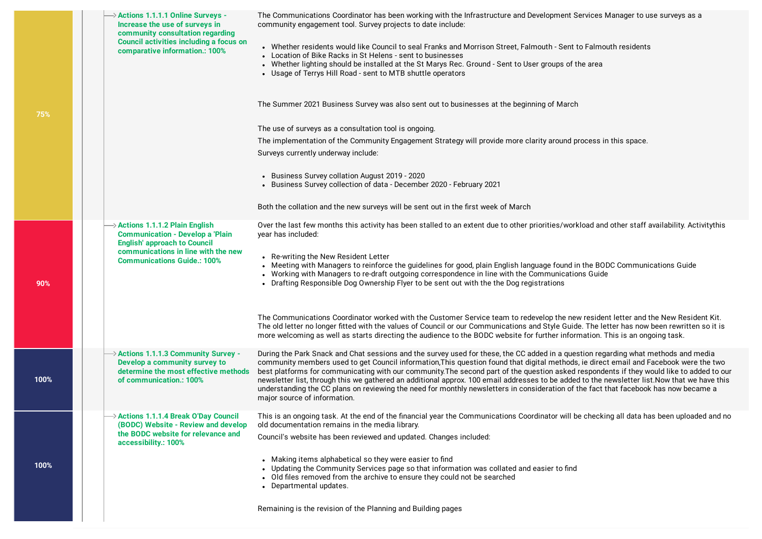| Progress | Action | Comments |
| --- | --- | --- |
| 75% | **Actions 1.1.1.1 Online Surveys - Increase the use of surveys in community consultation regarding Council activities including a focus on comparative information.: 100%** | The Communications Coordinator has been working with the Infrastructure and Development Services Manager to use surveys as a community engagement tool. Survey projects to date include:<br><br>• Whether residents would like Council to seal Franks and Morrison Street, Falmouth - Sent to Falmouth residents<br>• Location of Bike Racks in St Helens - sent to businesses<br>• Whether lighting should be installed at the St Marys Rec. Ground - Sent to User groups of the area<br>• Usage of Terrys Hill Road - sent to MTB shuttle operators<br><br>The Summer 2021 Business Survey was also sent out to businesses at the beginning of March<br><br>The use of surveys as a consultation tool is ongoing.<br>The implementation of the Community Engagement Strategy will provide more clarity around process in this space.<br>Surveys currently underway include:<br><br>• Business Survey collation August 2019 - 2020<br>• Business Survey collection of data - December 2020 - February 2021<br><br>Both the collation and the new surveys will be sent out in the first week of March |
| 90% | **Actions 1.1.1.2 Plain English Communication - Develop a 'Plain English' approach to Council communications in line with the new Communications Guide.: 100%** | Over the last few months this activity has been stalled to an extent due to other priorities/workload and other staff availability. Activitythis year has included:<br><br>• Re-writing the New Resident Letter<br>• Meeting with Managers to reinforce the guidelines for good, plain English language found in the BODC Communications Guide<br>• Working with Managers to re-draft outgoing correspondence in line with the Communications Guide<br>• Drafting Responsible Dog Ownership Flyer to be sent out with the the Dog registrations<br><br>The Communications Coordinator worked with the Customer Service team to redevelop the new resident letter and the New Resident Kit. The old letter no longer fitted with the values of Council or our Communications and Style Guide. The letter has now been rewritten so it is more welcoming as well as starts directing the audience to the BODC website for further information. This is an ongoing task. |
| 100% | **Actions 1.1.1.3 Community Survey - Develop a community survey to determine the most effective methods of communication.: 100%** | During the Park Snack and Chat sessions and the survey used for these, the CC added in a question regarding what methods and media community members used to get Council information,This question found that digital methods, ie direct email and Facebook were the two best platforms for communicating with our community.The second part of the question asked respondents if they would like to added to our newsletter list, through this we gathered an additional approx. 100 email addresses to be added to the newsletter list.Now that we have this understanding the CC plans on reviewing the need for monthly newsletters in consideration of the fact that facebook has now became a major source of information. |
| 100% | **Actions 1.1.1.4 Break O'Day Council (BODC) Website - Review and develop the BODC website for relevance and accessibility.: 100%** | This is an ongoing task. At the end of the financial year the Communications Coordinator will be checking all data has been uploaded and no old documentation remains in the media library.<br><br>Council's website has been reviewed and updated. Changes included:<br><br>• Making items alphabetical so they were easier to find<br>• Updating the Community Services page so that information was collated and easier to find<br>• Old files removed from the archive to ensure they could not be searched<br>• Departmental updates.<br><br>Remaining is the revision of the Planning and Building pages |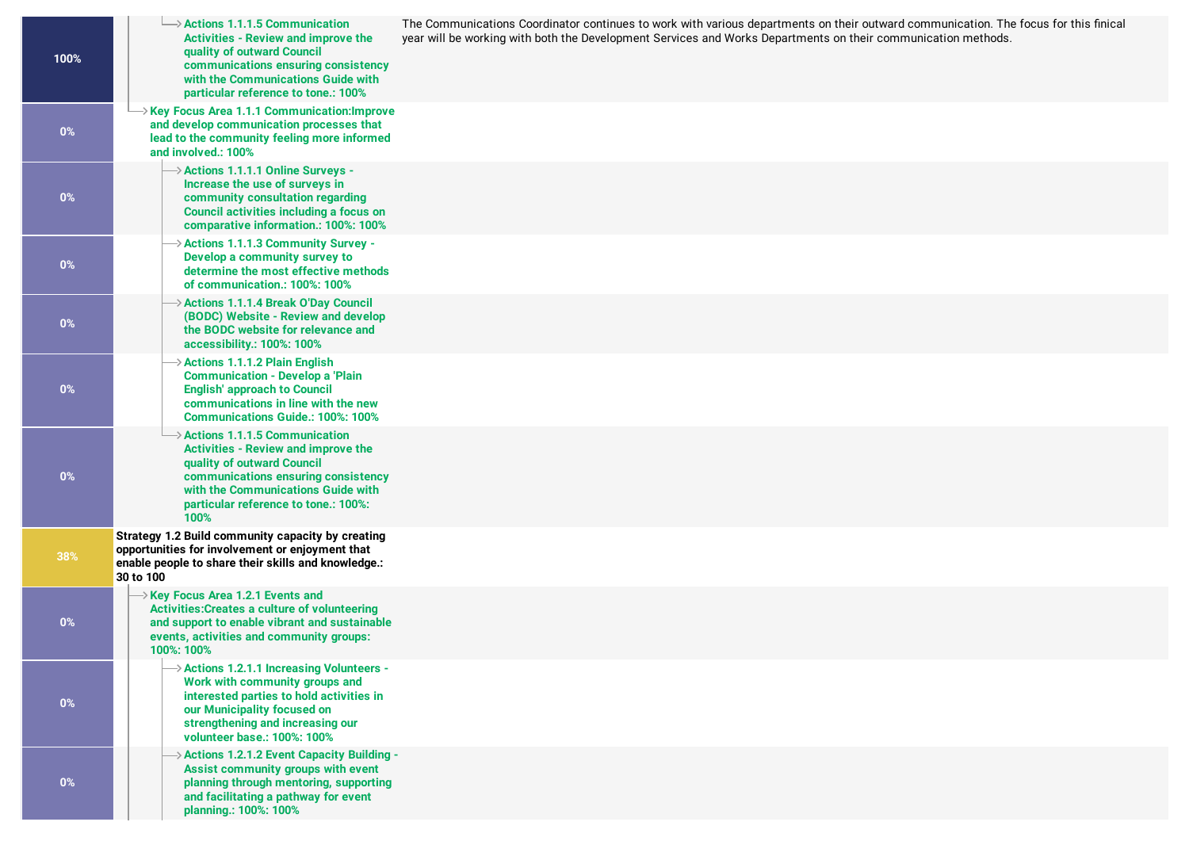| Progress | Item | Comment |
| --- | --- | --- |
| 100% | → Actions 1.1.1.5 Communication Activities - Review and improve the quality of outward Council communications ensuring consistency with the Communications Guide with particular reference to tone.: 100% | The Communications Coordinator continues to work with various departments on their outward communication. The focus for this finical year will be working with both the Development Services and Works Departments on their communication methods. |
| 0% | → Key Focus Area 1.1.1 Communication:Improve and develop communication processes that lead to the community feeling more informed and involved.: 100% | |
| 0% | → Actions 1.1.1.1 Online Surveys - Increase the use of surveys in community consultation regarding Council activities including a focus on comparative information.: 100%: 100% | |
| 0% | → Actions 1.1.1.3 Community Survey - Develop a community survey to determine the most effective methods of communication.: 100%: 100% | |
| 0% | → Actions 1.1.1.4 Break O'Day Council (BODC) Website - Review and develop the BODC website for relevance and accessibility.: 100%: 100% | |
| 0% | → Actions 1.1.1.2 Plain English Communication - Develop a 'Plain English' approach to Council communications in line with the new Communications Guide.: 100%: 100% | |
| 0% | → Actions 1.1.1.5 Communication Activities - Review and improve the quality of outward Council communications ensuring consistency with the Communications Guide with particular reference to tone.: 100%: 100% | |
| 38% | **Strategy 1.2 Build community capacity by creating opportunities for involvement or enjoyment that enable people to share their skills and knowledge.: 30 to 100** | |
| 0% | → Key Focus Area 1.2.1 Events and Activities:Creates a culture of volunteering and support to enable vibrant and sustainable events, activities and community groups: 100%: 100% | |
| 0% | → Actions 1.2.1.1 Increasing Volunteers - Work with community groups and interested parties to hold activities in our Municipality focused on strengthening and increasing our volunteer base.: 100%: 100% | |
| 0% | → Actions 1.2.1.2 Event Capacity Building - Assist community groups with event planning through mentoring, supporting and facilitating a pathway for event planning.: 100%: 100% | |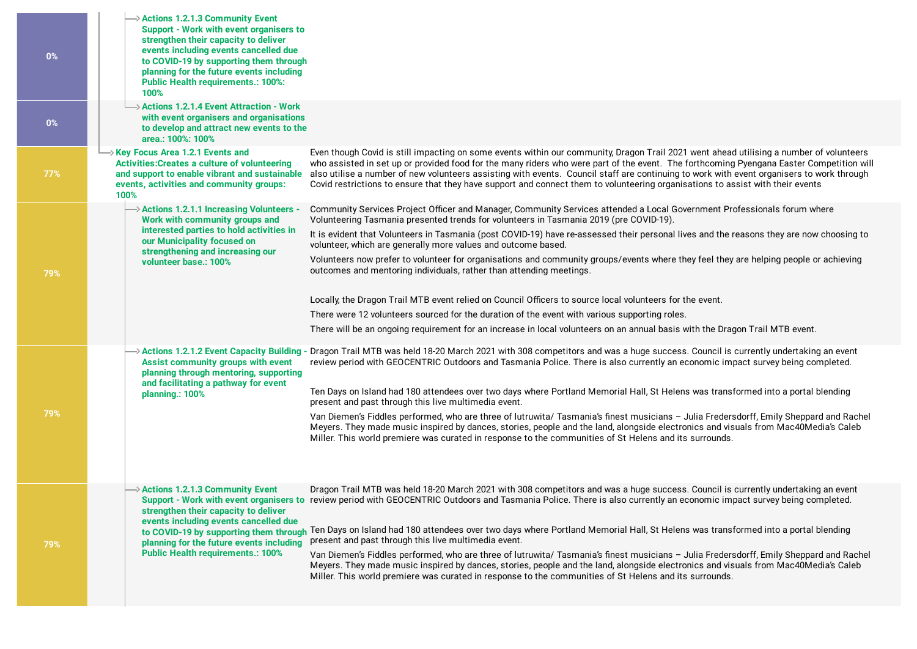| Progress | Action / Key Focus Area | Comments |
|---|---|---|
| 0% | Actions 1.2.1.3 Community Event Support - Work with event organisers to strengthen their capacity to deliver events including events cancelled due to COVID-19 by supporting them through planning for the future events including Public Health requirements.: 100%: 100% | |
| 0% | Actions 1.2.1.4 Event Attraction - Work with event organisers and organisations to develop and attract new events to the area.: 100%: 100% | |
| 77% | Key Focus Area 1.2.1 Events and Activities:Creates a culture of volunteering and support to enable vibrant and sustainable events, activities and community groups: 100% | Even though Covid is still impacting on some events within our community, Dragon Trail 2021 went ahead utilising a number of volunteers who assisted in set up or provided food for the many riders who were part of the event. The forthcoming Pyengana Easter Competition will also utilise a number of new volunteers assisting with events. Council staff are continuing to work with event organisers to work through Covid restrictions to ensure that they have support and connect them to volunteering organisations to assist with their events |
| 79% | Actions 1.2.1.1 Increasing Volunteers - Work with community groups and interested parties to hold activities in our Municipality focused on strengthening and increasing our volunteer base.: 100% | Community Services Project Officer and Manager, Community Services attended a Local Government Professionals forum where Volunteering Tasmania presented trends for volunteers in Tasmania 2019 (pre COVID-19).<br><br>It is evident that Volunteers in Tasmania (post COVID-19) have re-assessed their personal lives and the reasons they are now choosing to volunteer, which are generally more values and outcome based.<br><br>Volunteers now prefer to volunteer for organisations and community groups/events where they feel they are helping people or achieving outcomes and mentoring individuals, rather than attending meetings.<br><br>Locally, the Dragon Trail MTB event relied on Council Officers to source local volunteers for the event.<br><br>There were 12 volunteers sourced for the duration of the event with various supporting roles.<br><br>There will be an ongoing requirement for an increase in local volunteers on an annual basis with the Dragon Trail MTB event. |
| 79% | Actions 1.2.1.2 Event Capacity Building - Assist community groups with event planning through mentoring, supporting and facilitating a pathway for event planning.: 100% | Dragon Trail MTB was held 18-20 March 2021 with 308 competitors and was a huge success. Council is currently undertaking an event review period with GEOCENTRIC Outdoors and Tasmania Police. There is also currently an economic impact survey being completed.<br><br>Ten Days on Island had 180 attendees over two days where Portland Memorial Hall, St Helens was transformed into a portal blending present and past through this live multimedia event.<br><br>Van Diemen's Fiddles performed, who are three of lutruwita/ Tasmania's finest musicians – Julia Fredersdorff, Emily Sheppard and Rachel Meyers. They made music inspired by dances, stories, people and the land, alongside electronics and visuals from Mac40Media's Caleb Miller. This world premiere was curated in response to the communities of St Helens and its surrounds. |
| 79% | Actions 1.2.1.3 Community Event Support - Work with event organisers to strengthen their capacity to deliver events including events cancelled due to COVID-19 by supporting them through planning for the future events including Public Health requirements.: 100% | Dragon Trail MTB was held 18-20 March 2021 with 308 competitors and was a huge success. Council is currently undertaking an event review period with GEOCENTRIC Outdoors and Tasmania Police. There is also currently an economic impact survey being completed.<br><br>Ten Days on Island had 180 attendees over two days where Portland Memorial Hall, St Helens was transformed into a portal blending present and past through this live multimedia event.<br><br>Van Diemen's Fiddles performed, who are three of lutruwita/ Tasmania's finest musicians – Julia Fredersdorff, Emily Sheppard and Rachel Meyers. They made music inspired by dances, stories, people and the land, alongside electronics and visuals from Mac40Media's Caleb Miller. This world premiere was curated in response to the communities of St Helens and its surrounds. |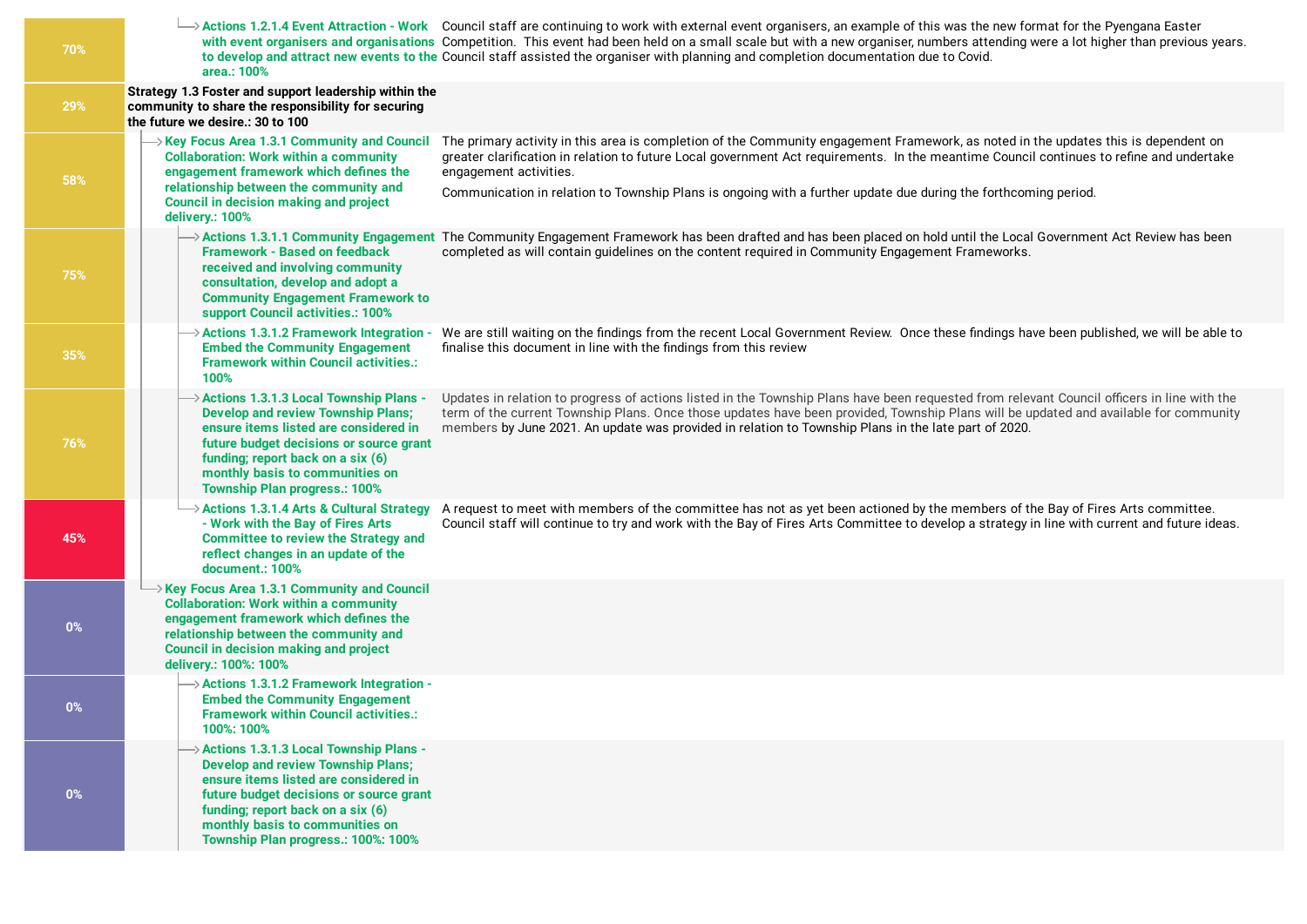| Progress | Item | Comment |
|---|---|---|
| 70% | └→ **Actions 1.2.1.4 Event Attraction - Work with event organisers and organisations to develop and attract new events to the area.: 100%** | Council staff are continuing to work with external event organisers, an example of this was the new format for the Pyengana Easter Competition. This event had been held on a small scale but with a new organiser, numbers attending were a lot higher than previous years. Council staff assisted the organiser with planning and completion documentation due to Covid. |
| 29% | **Strategy 1.3 Foster and support leadership within the community to share the responsibility for securing the future we desire.: 30 to 100** | |
| 58% | → **Key Focus Area 1.3.1 Community and Council Collaboration: Work within a community engagement framework which defines the relationship between the community and Council in decision making and project delivery.: 100%** | The primary activity in this area is completion of the Community engagement Framework, as noted in the updates this is dependent on greater clarification in relation to future Local government Act requirements. In the meantime Council continues to refine and undertake engagement activities.<br><br>Communication in relation to Township Plans is ongoing with a further update due during the forthcoming period. |
| 75% | → **Actions 1.3.1.1 Community Engagement Framework - Based on feedback received and involving community consultation, develop and adopt a Community Engagement Framework to support Council activities.: 100%** | The Community Engagement Framework has been drafted and has been placed on hold until the Local Government Act Review has been completed as will contain guidelines on the content required in Community Engagement Frameworks. |
| 35% | → **Actions 1.3.1.2 Framework Integration - Embed the Community Engagement Framework within Council activities.: 100%** | We are still waiting on the findings from the recent Local Government Review. Once these findings have been published, we will be able to finalise this document in line with the findings from this review |
| 76% | → **Actions 1.3.1.3 Local Township Plans - Develop and review Township Plans; ensure items listed are considered in future budget decisions or source grant funding; report back on a six (6) monthly basis to communities on Township Plan progress.: 100%** | Updates in relation to progress of actions listed in the Township Plans have been requested from relevant Council officers in line with the term of the current Township Plans. Once those updates have been provided, Township Plans will be updated and available for community members by June 2021. An update was provided in relation to Township Plans in the late part of 2020. |
| 45% | └→ **Actions 1.3.1.4 Arts & Cultural Strategy - Work with the Bay of Fires Arts Committee to review the Strategy and reflect changes in an update of the document.: 100%** | A request to meet with members of the committee has not as yet been actioned by the members of the Bay of Fires Arts committee. Council staff will continue to try and work with the Bay of Fires Arts Committee to develop a strategy in line with current and future ideas. |
| 0% | └→ **Key Focus Area 1.3.1 Community and Council Collaboration: Work within a community engagement framework which defines the relationship between the community and Council in decision making and project delivery.: 100%: 100%** | |
| 0% | → **Actions 1.3.1.2 Framework Integration - Embed the Community Engagement Framework within Council activities.: 100%: 100%** | |
| 0% | → **Actions 1.3.1.3 Local Township Plans - Develop and review Township Plans; ensure items listed are considered in future budget decisions or source grant funding; report back on a six (6) monthly basis to communities on Township Plan progress.: 100%: 100%** | |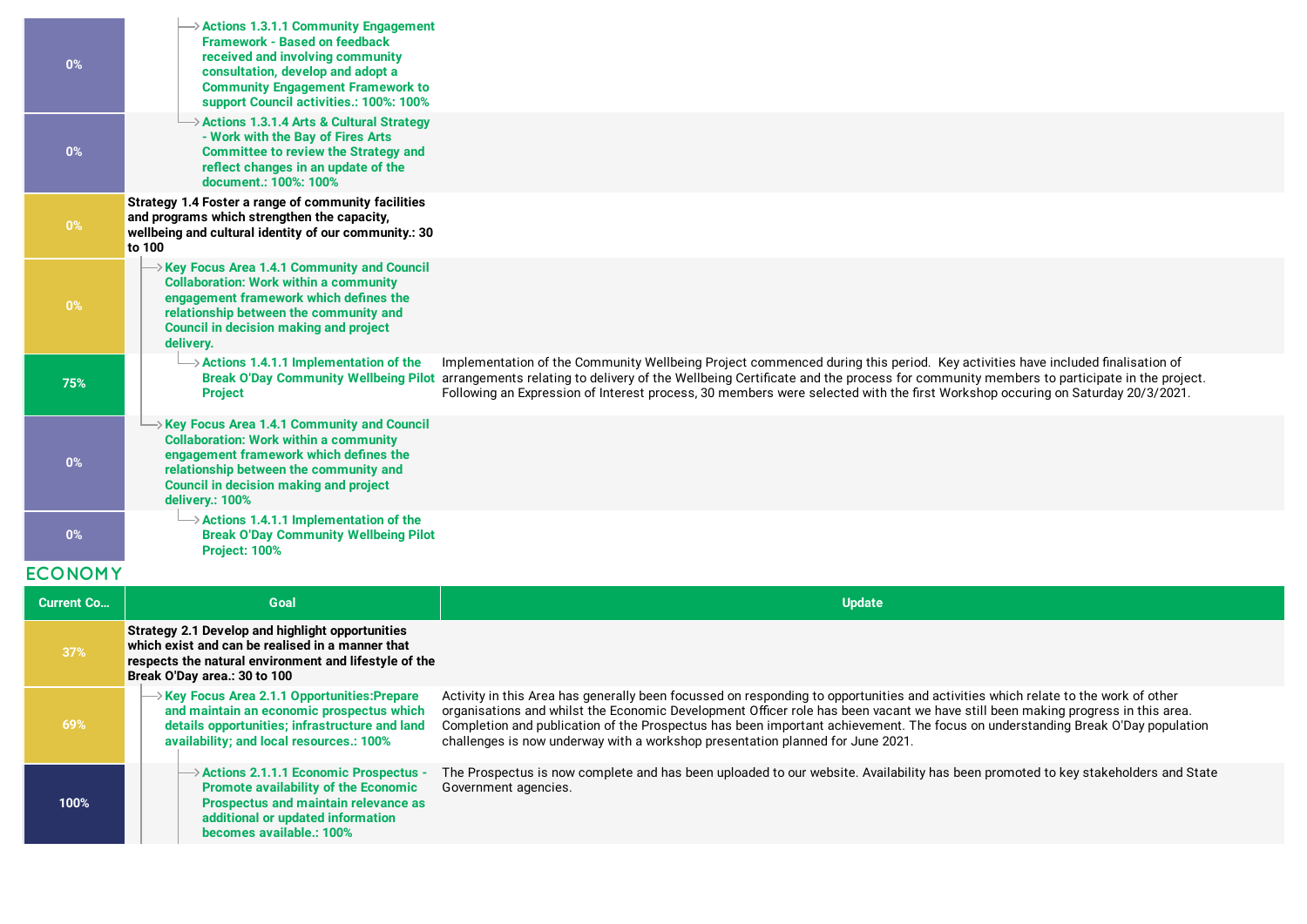| Current Co... | Goal | Update |
|---|---|---|
| 0% | Actions 1.3.1.1 Community Engagement Framework - Based on feedback received and involving community consultation, develop and adopt a Community Engagement Framework to support Council activities.: 100%: 100% | |
| 0% | Actions 1.3.1.4 Arts & Cultural Strategy - Work with the Bay of Fires Arts Committee to review the Strategy and reflect changes in an update of the document.: 100%: 100% | |
| 0% | Strategy 1.4 Foster a range of community facilities and programs which strengthen the capacity, wellbeing and cultural identity of our community.: 30 to 100 | |
| 0% | Key Focus Area 1.4.1 Community and Council Collaboration: Work within a community engagement framework which defines the relationship between the community and Council in decision making and project delivery. | |
| 75% | Actions 1.4.1.1 Implementation of the Break O'Day Community Wellbeing Pilot Project | Implementation of the Community Wellbeing Project commenced during this period. Key activities have included finalisation of arrangements relating to delivery of the Wellbeing Certificate and the process for community members to participate in the project. Following an Expression of Interest process, 30 members were selected with the first Workshop occuring on Saturday 20/3/2021. |
| 0% | Key Focus Area 1.4.1 Community and Council Collaboration: Work within a community engagement framework which defines the relationship between the community and Council in decision making and project delivery.: 100% | |
| 0% | Actions 1.4.1.1 Implementation of the Break O'Day Community Wellbeing Pilot Project: 100% | |

## ECONOMY

| Current Co... | Goal | Update |
|---|---|---|
| 37% | Strategy 2.1 Develop and highlight opportunities which exist and can be realised in a manner that respects the natural environment and lifestyle of the Break O'Day area.: 30 to 100 | |
| 69% | Key Focus Area 2.1.1 Opportunities:Prepare and maintain an economic prospectus which details opportunities; infrastructure and land availability; and local resources.: 100% | Activity in this Area has generally been focussed on responding to opportunities and activities which relate to the work of other organisations and whilst the Economic Development Officer role has been vacant we have still been making progress in this area. Completion and publication of the Prospectus has been important achievement. The focus on understanding Break O'Day population challenges is now underway with a workshop presentation planned for June 2021. |
| 100% | Actions 2.1.1.1 Economic Prospectus - Promote availability of the Economic Prospectus and maintain relevance as additional or updated information becomes available.: 100% | The Prospectus is now complete and has been uploaded to our website. Availability has been promoted to key stakeholders and State Government agencies. |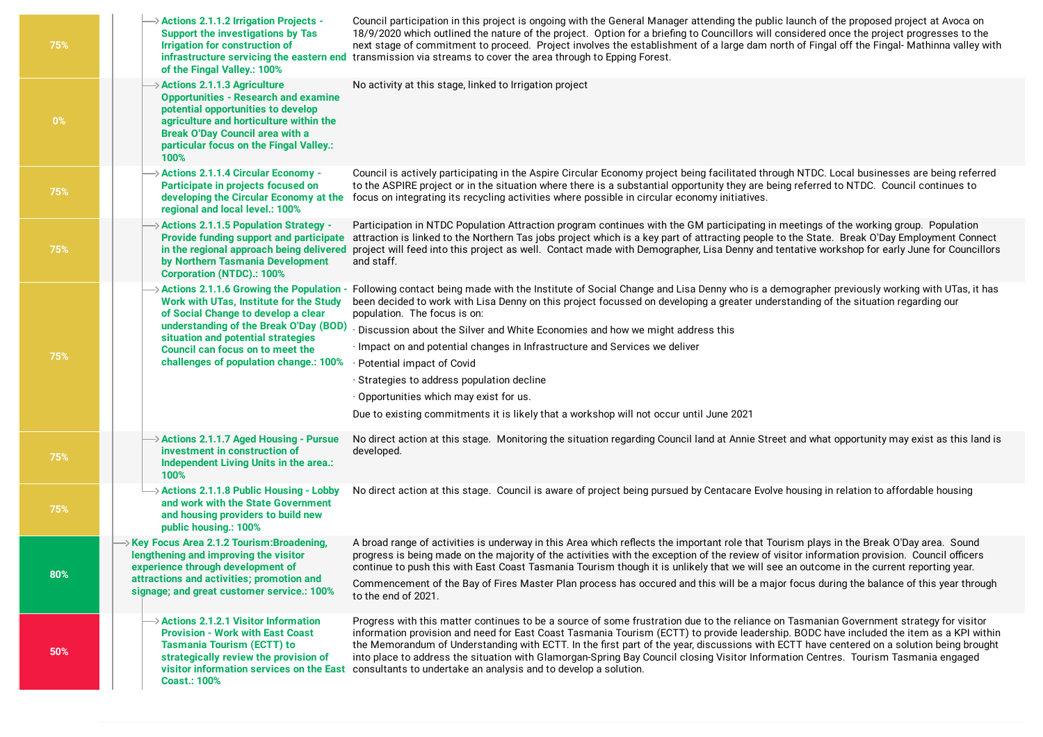| Progress | Action | Comment |
|---|---|---|
| 75% | Actions 2.1.1.2 Irrigation Projects - Support the investigations by Tas Irrigation for construction of infrastructure servicing the eastern end of the Fingal Valley.: 100% | Council participation in this project is ongoing with the General Manager attending the public launch of the proposed project at Avoca on 18/9/2020 which outlined the nature of the project. Option for a briefing to Councillors will considered once the project progresses to the next stage of commitment to proceed. Project involves the establishment of a large dam north of Fingal off the Fingal- Mathinna valley with transmission via streams to cover the area through to Epping Forest. |
| 0% | Actions 2.1.1.3 Agriculture Opportunities - Research and examine potential opportunities to develop agriculture and horticulture within the Break O'Day Council area with a particular focus on the Fingal Valley.: 100% | No activity at this stage, linked to Irrigation project |
| 75% | Actions 2.1.1.4 Circular Economy - Participate in projects focused on developing the Circular Economy at the regional and local level.: 100% | Council is actively participating in the Aspire Circular Economy project being facilitated through NTDC. Local businesses are being referred to the ASPIRE project or in the situation where there is a substantial opportunity they are being referred to NTDC. Council continues to focus on integrating its recycling activities where possible in circular economy initiatives. |
| 75% | Actions 2.1.1.5 Population Strategy - Provide funding support and participate in the regional approach being delivered by Northern Tasmania Development Corporation (NTDC).: 100% | Participation in NTDC Population Attraction program continues with the GM participating in meetings of the working group. Population attraction is linked to the Northern Tas jobs project which is a key part of attracting people to the State. Break O'Day Employment Connect project will feed into this project as well. Contact made with Demographer, Lisa Denny and tentative workshop for early June for Councillors and staff. |
| 75% | Actions 2.1.1.6 Growing the Population - Work with UTas, Institute for the Study of Social Change to develop a clear understanding of the Break O'Day (BOD) situation and potential strategies Council can focus on to meet the challenges of population change.: 100% | Following contact being made with the Institute of Social Change and Lisa Denny who is a demographer previously working with UTas, it has been decided to work with Lisa Denny on this project focussed on developing a greater understanding of the situation regarding our population. The focus is on:<br>· Discussion about the Silver and White Economies and how we might address this<br>· Impact on and potential changes in Infrastructure and Services we deliver<br>· Potential impact of Covid<br>· Strategies to address population decline<br>· Opportunities which may exist for us.<br>Due to existing commitments it is likely that a workshop will not occur until June 2021 |
| 75% | Actions 2.1.1.7 Aged Housing - Pursue investment in construction of Independent Living Units in the area.: 100% | No direct action at this stage. Monitoring the situation regarding Council land at Annie Street and what opportunity may exist as this land is developed. |
| 75% | Actions 2.1.1.8 Public Housing - Lobby and work with the State Government and housing providers to build new public housing.: 100% | No direct action at this stage. Council is aware of project being pursued by Centacare Evolve housing in relation to affordable housing |
| 80% | Key Focus Area 2.1.2 Tourism:Broadening, lengthening and improving the visitor experience through development of attractions and activities; promotion and signage; and great customer service.: 100% | A broad range of activities is underway in this Area which reflects the important role that Tourism plays in the Break O'Day area. Sound progress is being made on the majority of the activities with the exception of the review of visitor information provision. Council officers continue to push this with East Coast Tasmania Tourism though it is unlikely that we will see an outcome in the current reporting year.<br>Commencement of the Bay of Fires Master Plan process has occured and this will be a major focus during the balance of this year through to the end of 2021. |
| 50% | Actions 2.1.2.1 Visitor Information Provision - Work with East Coast Tasmania Tourism (ECTT) to strategically review the provision of visitor information services on the East Coast.: 100% | Progress with this matter continues to be a source of some frustration due to the reliance on Tasmanian Government strategy for visitor information provision and need for East Coast Tasmania Tourism (ECTT) to provide leadership. BODC have included the item as a KPI within the Memorandum of Understanding with ECTT. In the first part of the year, discussions with ECTT have centered on a solution being brought into place to address the situation with Glamorgan-Spring Bay Council closing Visitor Information Centres. Tourism Tasmania engaged consultants to undertake an analysis and to develop a solution. |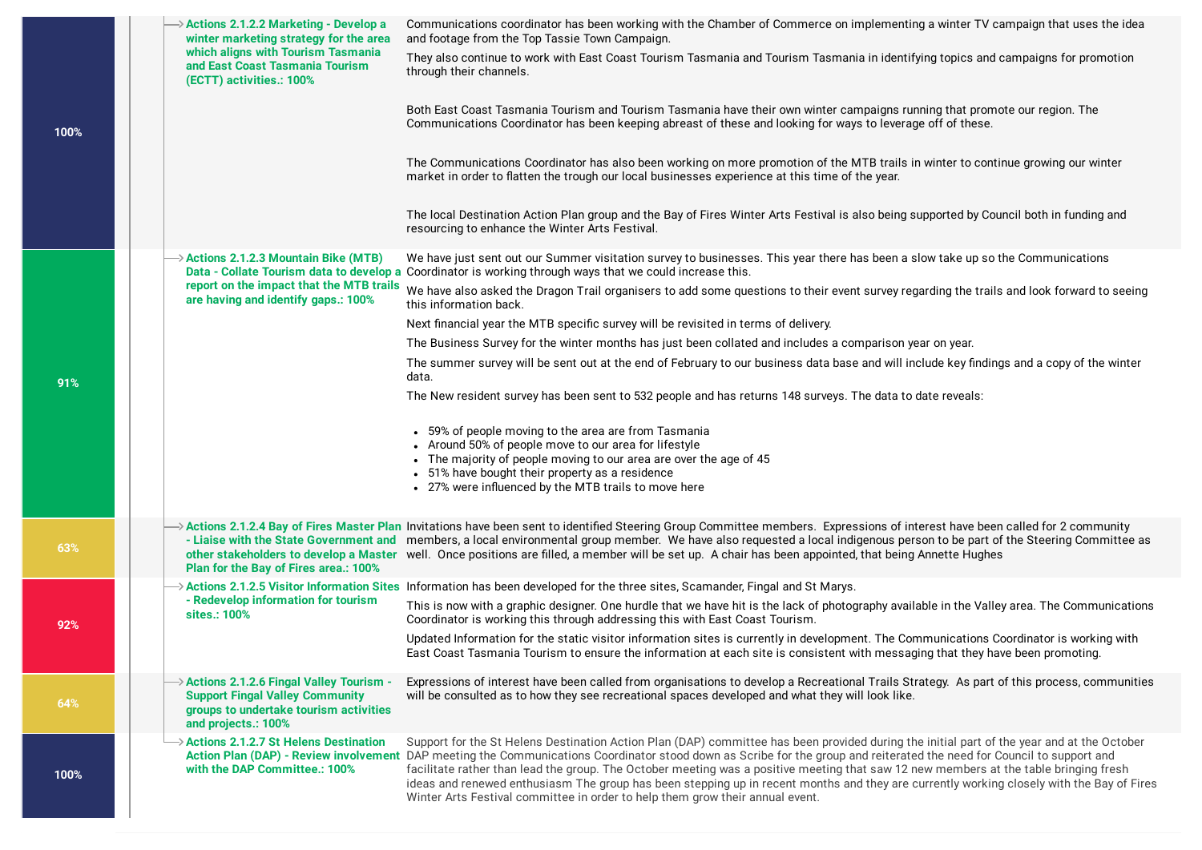| Progress | Action | Comments |
| --- | --- | --- |
| 100% | **Actions 2.1.2.2 Marketing - Develop a winter marketing strategy for the area which aligns with Tourism Tasmania and East Coast Tasmania Tourism (ECTT) activities.: 100%** | Communications coordinator has been working with the Chamber of Commerce on implementing a winter TV campaign that uses the idea and footage from the Top Tassie Town Campaign.<br><br>They also continue to work with East Coast Tourism Tasmania and Tourism Tasmania in identifying topics and campaigns for promotion through their channels.<br><br>Both East Coast Tasmania Tourism and Tourism Tasmania have their own winter campaigns running that promote our region. The Communications Coordinator has been keeping abreast of these and looking for ways to leverage off of these.<br><br>The Communications Coordinator has also been working on more promotion of the MTB trails in winter to continue growing our winter market in order to flatten the trough our local businesses experience at this time of the year.<br><br>The local Destination Action Plan group and the Bay of Fires Winter Arts Festival is also being supported by Council both in funding and resourcing to enhance the Winter Arts Festival. |
| 91% | **Actions 2.1.2.3 Mountain Bike (MTB) Data - Collate Tourism data to develop a report on the impact that the MTB trails are having and identify gaps.: 100%** | We have just sent out our Summer visitation survey to businesses. This year there has been a slow take up so the Communications Coordinator is working through ways that we could increase this.<br><br>We have also asked the Dragon Trail organisers to add some questions to their event survey regarding the trails and look forward to seeing this information back.<br><br>Next financial year the MTB specific survey will be revisited in terms of delivery.<br><br>The Business Survey for the winter months has just been collated and includes a comparison year on year.<br><br>The summer survey will be sent out at the end of February to our business data base and will include key findings and a copy of the winter data.<br><br>The New resident survey has been sent to 532 people and has returns 148 surveys. The data to date reveals:<br><br>• 59% of people moving to the area are from Tasmania<br>• Around 50% of people move to our area for lifestyle<br>• The majority of people moving to our area are over the age of 45<br>• 51% have bought their property as a residence<br>• 27% were influenced by the MTB trails to move here |
| 63% | **Actions 2.1.2.4 Bay of Fires Master Plan - Liaise with the State Government and other stakeholders to develop a Master Plan for the Bay of Fires area.: 100%** | Invitations have been sent to identified Steering Group Committee members. Expressions of interest have been called for 2 community members, a local environmental group member. We have also requested a local indigenous person to be part of the Steering Committee as well. Once positions are filled, a member will be set up. A chair has been appointed, that being Annette Hughes |
| 92% | **Actions 2.1.2.5 Visitor Information Sites - Redevelop information for tourism sites.: 100%** | Information has been developed for the three sites, Scamander, Fingal and St Marys.<br><br>This is now with a graphic designer. One hurdle that we have hit is the lack of photography available in the Valley area. The Communications Coordinator is working this through addressing this with East Coast Tourism.<br><br>Updated Information for the static visitor information sites is currently in development. The Communications Coordinator is working with East Coast Tasmania Tourism to ensure the information at each site is consistent with messaging that they have been promoting. |
| 64% | **Actions 2.1.2.6 Fingal Valley Tourism - Support Fingal Valley Community groups to undertake tourism activities and projects.: 100%** | Expressions of interest have been called from organisations to develop a Recreational Trails Strategy. As part of this process, communities will be consulted as to how they see recreational spaces developed and what they will look like. |
| 100% | **Actions 2.1.2.7 St Helens Destination Action Plan (DAP) - Review involvement with the DAP Committee.: 100%** | Support for the St Helens Destination Action Plan (DAP) committee has been provided during the initial part of the year and at the October DAP meeting the Communications Coordinator stood down as Scribe for the group and reiterated the need for Council to support and facilitate rather than lead the group. The October meeting was a positive meeting that saw 12 new members at the table bringing fresh ideas and renewed enthusiasm The group has been stepping up in recent months and they are currently working closely with the Bay of Fires Winter Arts Festival committee in order to help them grow their annual event. |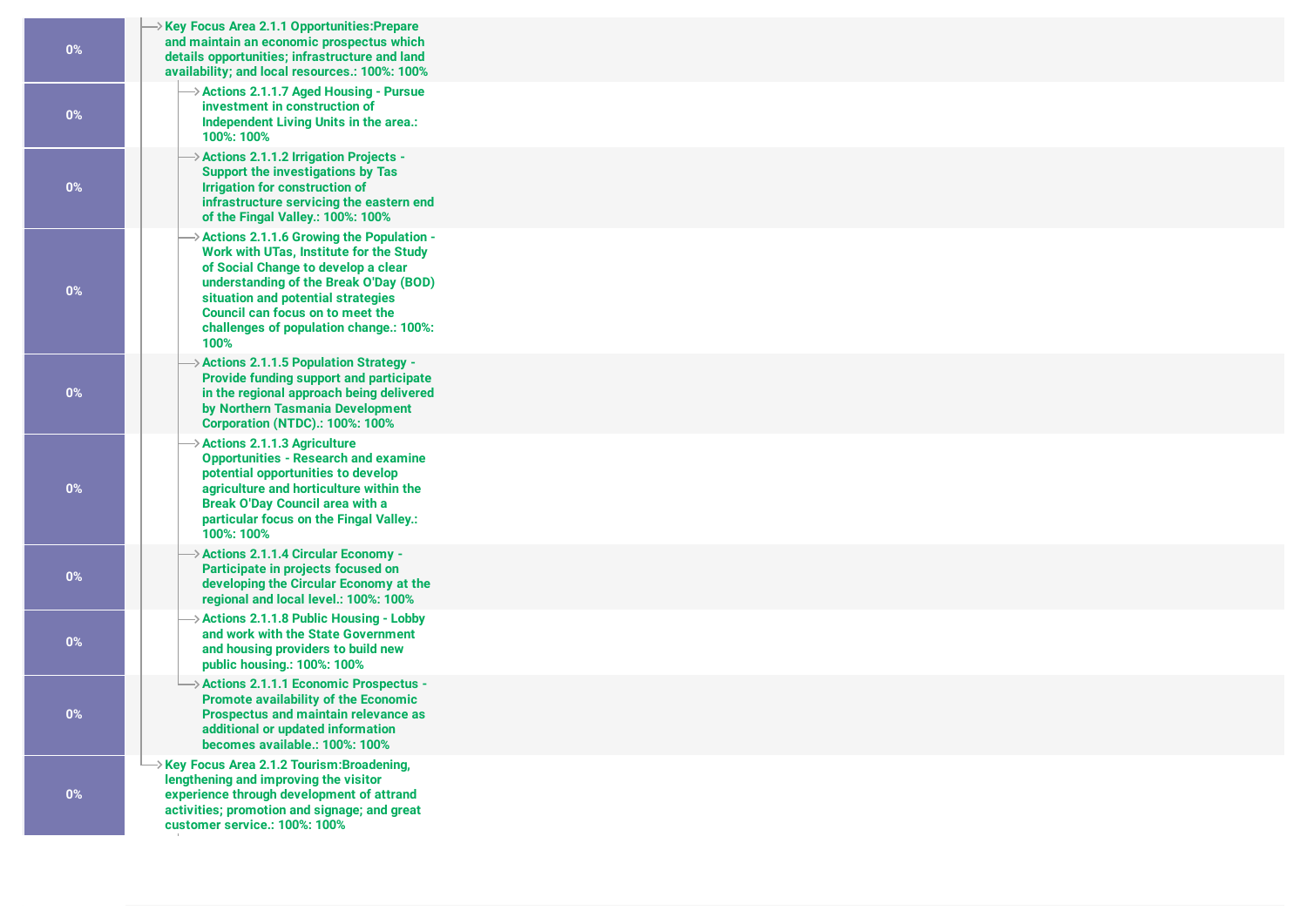| Progress | Item |
| --- | --- |
| 0% | Key Focus Area 2.1.1 Opportunities:Prepare and maintain an economic prospectus which details opportunities; infrastructure and land availability; and local resources.: 100%: 100% |
| 0% | Actions 2.1.1.7 Aged Housing - Pursue investment in construction of Independent Living Units in the area.: 100%: 100% |
| 0% | Actions 2.1.1.2 Irrigation Projects - Support the investigations by Tas Irrigation for construction of infrastructure servicing the eastern end of the Fingal Valley.: 100%: 100% |
| 0% | Actions 2.1.1.6 Growing the Population - Work with UTas, Institute for the Study of Social Change to develop a clear understanding of the Break O'Day (BOD) situation and potential strategies Council can focus on to meet the challenges of population change.: 100%: 100% |
| 0% | Actions 2.1.1.5 Population Strategy - Provide funding support and participate in the regional approach being delivered by Northern Tasmania Development Corporation (NTDC).: 100%: 100% |
| 0% | Actions 2.1.1.3 Agriculture Opportunities - Research and examine potential opportunities to develop agriculture and horticulture within the Break O'Day Council area with a particular focus on the Fingal Valley.: 100%: 100% |
| 0% | Actions 2.1.1.4 Circular Economy - Participate in projects focused on developing the Circular Economy at the regional and local level.: 100%: 100% |
| 0% | Actions 2.1.1.8 Public Housing - Lobby and work with the State Government and housing providers to build new public housing.: 100%: 100% |
| 0% | Actions 2.1.1.1 Economic Prospectus - Promote availability of the Economic Prospectus and maintain relevance as additional or updated information becomes available.: 100%: 100% |
| 0% | Key Focus Area 2.1.2 Tourism:Broadening, lengthening and improving the visitor experience through development of attrand activities; promotion and signage; and great customer service.: 100%: 100% |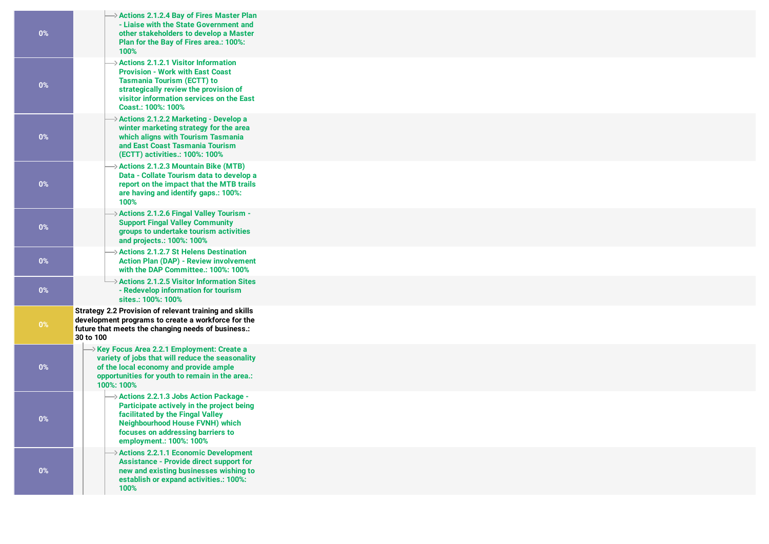| | |
|---|---|
| 0% | Actions 2.1.2.4 Bay of Fires Master Plan - Liaise with the State Government and other stakeholders to develop a Master Plan for the Bay of Fires area.: 100%: 100% |
| 0% | Actions 2.1.2.1 Visitor Information Provision - Work with East Coast Tasmania Tourism (ECTT) to strategically review the provision of visitor information services on the East Coast.: 100%: 100% |
| 0% | Actions 2.1.2.2 Marketing - Develop a winter marketing strategy for the area which aligns with Tourism Tasmania and East Coast Tasmania Tourism (ECTT) activities.: 100%: 100% |
| 0% | Actions 2.1.2.3 Mountain Bike (MTB) Data - Collate Tourism data to develop a report on the impact that the MTB trails are having and identify gaps.: 100%: 100% |
| 0% | Actions 2.1.2.6 Fingal Valley Tourism - Support Fingal Valley Community groups to undertake tourism activities and projects.: 100%: 100% |
| 0% | Actions 2.1.2.7 St Helens Destination Action Plan (DAP) - Review involvement with the DAP Committee.: 100%: 100% |
| 0% | Actions 2.1.2.5 Visitor Information Sites - Redevelop information for tourism sites.: 100%: 100% |
| 0% | Strategy 2.2 Provision of relevant training and skills development programs to create a workforce for the future that meets the changing needs of business.: 30 to 100 |
| 0% | Key Focus Area 2.2.1 Employment: Create a variety of jobs that will reduce the seasonality of the local economy and provide ample opportunities for youth to remain in the area.: 100%: 100% |
| 0% | Actions 2.2.1.3 Jobs Action Package - Participate actively in the project being facilitated by the Fingal Valley Neighbourhood House FVNH) which focuses on addressing barriers to employment.: 100%: 100% |
| 0% | Actions 2.2.1.1 Economic Development Assistance - Provide direct support for new and existing businesses wishing to establish or expand activities.: 100%: 100% |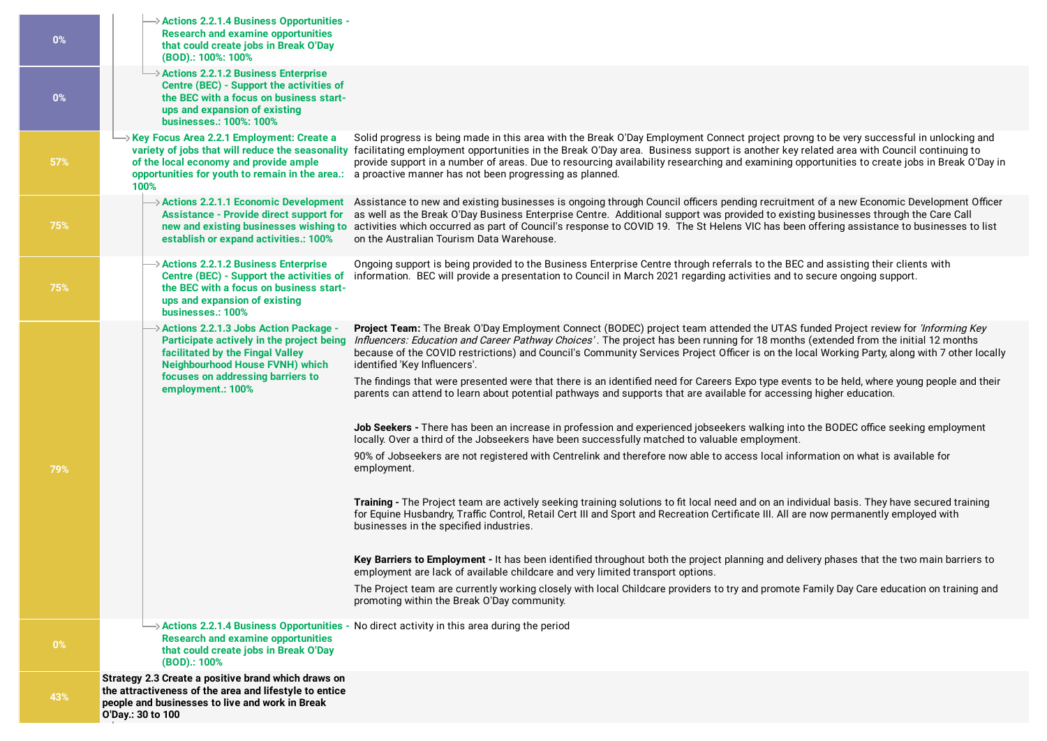| Progress | Item | Comments |
|---|---|---|
| 0% | → Actions 2.2.1.4 Business Opportunities - Research and examine opportunities that could create jobs in Break O'Day (BOD).: 100%: 100% | |
| 0% | → Actions 2.2.1.2 Business Enterprise Centre (BEC) - Support the activities of the BEC with a focus on business start-ups and expansion of existing businesses.: 100%: 100% | |
| 57% | → Key Focus Area 2.2.1 Employment: Create a variety of jobs that will reduce the seasonality of the local economy and provide ample opportunities for youth to remain in the area.: 100% | Solid progress is being made in this area with the Break O'Day Employment Connect project provng to be very successful in unlocking and facilitating employment opportunities in the Break O'Day area. Business support is another key related area with Council continuing to provide support in a number of areas. Due to resourcing availability researching and examining opportunities to create jobs in Break O'Day in a proactive manner has not been progressing as planned. |
| 75% | → Actions 2.2.1.1 Economic Development Assistance - Provide direct support for new and existing businesses wishing to establish or expand activities.: 100% | Assistance to new and existing businesses is ongoing through Council officers pending recruitment of a new Economic Development Officer as well as the Break O'Day Business Enterprise Centre. Additional support was provided to existing businesses through the Care Call activities which occurred as part of Council's response to COVID 19. The St Helens VIC has been offering assistance to businesses to list on the Australian Tourism Data Warehouse. |
| 75% | → Actions 2.2.1.2 Business Enterprise Centre (BEC) - Support the activities of the BEC with a focus on business start-ups and expansion of existing businesses.: 100% | Ongoing support is being provided to the Business Enterprise Centre through referrals to the BEC and assisting their clients with information. BEC will provide a presentation to Council in March 2021 regarding activities and to secure ongoing support. |
| 79% | → Actions 2.2.1.3 Jobs Action Package - Participate actively in the project being facilitated by the Fingal Valley Neighbourhood House FVNH) which focuses on addressing barriers to employment.: 100% | **Project Team:** The Break O'Day Employment Connect (BODEC) project team attended the UTAS funded Project review for *'Informing Key Influencers: Education and Career Pathway Choices'*. The project has been running for 18 months (extended from the initial 12 months because of the COVID restrictions) and Council's Community Services Project Officer is on the local Working Party, along with 7 other locally identified 'Key Influencers'.<br><br>The findings that were presented were that there is an identified need for Careers Expo type events to be held, where young people and their parents can attend to learn about potential pathways and supports that are available for accessing higher education.<br><br>**Job Seekers -** There has been an increase in profession and experienced jobseekers walking into the BODEC office seeking employment locally. Over a third of the Jobseekers have been successfully matched to valuable employment.<br><br>90% of Jobseekers are not registered with Centrelink and therefore now able to access local information on what is available for employment.<br><br>**Training -** The Project team are actively seeking training solutions to fit local need and on an individual basis. They have secured training for Equine Husbandry, Traffic Control, Retail Cert III and Sport and Recreation Certificate III. All are now permanently employed with businesses in the specified industries.<br><br>**Key Barriers to Employment -** It has been identified throughout both the project planning and delivery phases that the two main barriers to employment are lack of available childcare and very limited transport options.<br><br>The Project team are currently working closely with local Childcare providers to try and promote Family Day Care education on training and promoting within the Break O'Day community. |
| 0% | → Actions 2.2.1.4 Business Opportunities - Research and examine opportunities that could create jobs in Break O'Day (BOD).: 100% | No direct activity in this area during the period |
| 43% | **Strategy 2.3 Create a positive brand which draws on the attractiveness of the area and lifestyle to entice people and businesses to live and work in Break O'Day.: 30 to 100** | |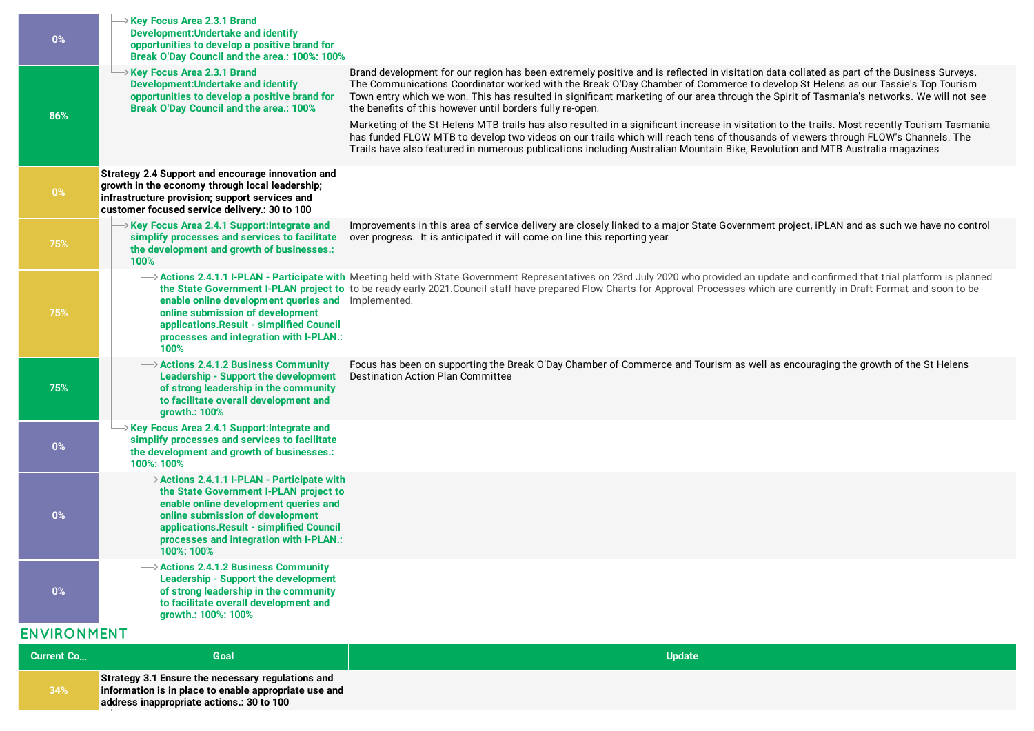| Current Co... | Goal | Update |
|---|---|---|
| 0% | Key Focus Area 2.3.1 Brand Development:Undertake and identify opportunities to develop a positive brand for Break O'Day Council and the area.: 100%: 100% | |
| 86% | Key Focus Area 2.3.1 Brand Development:Undertake and identify opportunities to develop a positive brand for Break O'Day Council and the area.: 100% | Brand development for our region has been extremely positive and is reflected in visitation data collated as part of the Business Surveys. The Communications Coordinator worked with the Break O'Day Chamber of Commerce to develop St Helens as our Tassie's Top Tourism Town entry which we won. This has resulted in significant marketing of our area through the Spirit of Tasmania's networks. We will not see the benefits of this however until borders fully re-open.<br><br>Marketing of the St Helens MTB trails has also resulted in a significant increase in visitation to the trails. Most recently Tourism Tasmania has funded FLOW MTB to develop two videos on our trails which will reach tens of thousands of viewers through FLOW's Channels. The Trails have also featured in numerous publications including Australian Mountain Bike, Revolution and MTB Australia magazines |
| 0% | **Strategy 2.4 Support and encourage innovation and growth in the economy through local leadership; infrastructure provision; support services and customer focused service delivery.: 30 to 100** | |
| 75% | Key Focus Area 2.4.1 Support:Integrate and simplify processes and services to facilitate the development and growth of businesses.: 100% | Improvements in this area of service delivery are closely linked to a major State Government project, iPLAN and as such we have no control over progress. It is anticipated it will come on line this reporting year. |
| 75% | Actions 2.4.1.1 I-PLAN - Participate with the State Government I-PLAN project to enable online development queries and online submission of development applications.Result - simplified Council processes and integration with I-PLAN.: 100% | Meeting held with State Government Representatives on 23rd July 2020 who provided an update and confirmed that trial platform is planned to be ready early 2021.Council staff have prepared Flow Charts for Approval Processes which are currently in Draft Format and soon to be Implemented. |
| 75% | Actions 2.4.1.2 Business Community Leadership - Support the development of strong leadership in the community to facilitate overall development and growth.: 100% | Focus has been on supporting the Break O'Day Chamber of Commerce and Tourism as well as encouraging the growth of the St Helens Destination Action Plan Committee |
| 0% | Key Focus Area 2.4.1 Support:Integrate and simplify processes and services to facilitate the development and growth of businesses.: 100%: 100% | |
| 0% | Actions 2.4.1.1 I-PLAN - Participate with the State Government I-PLAN project to enable online development queries and online submission of development applications.Result - simplified Council processes and integration with I-PLAN.: 100%: 100% | |
| 0% | Actions 2.4.1.2 Business Community Leadership - Support the development of strong leadership in the community to facilitate overall development and growth.: 100%: 100% | |

## ENVIRONMENT

| Current Co... | Goal | Update |
|---|---|---|
| 34% | **Strategy 3.1 Ensure the necessary regulations and information is in place to enable appropriate use and address inappropriate actions.: 30 to 100** | |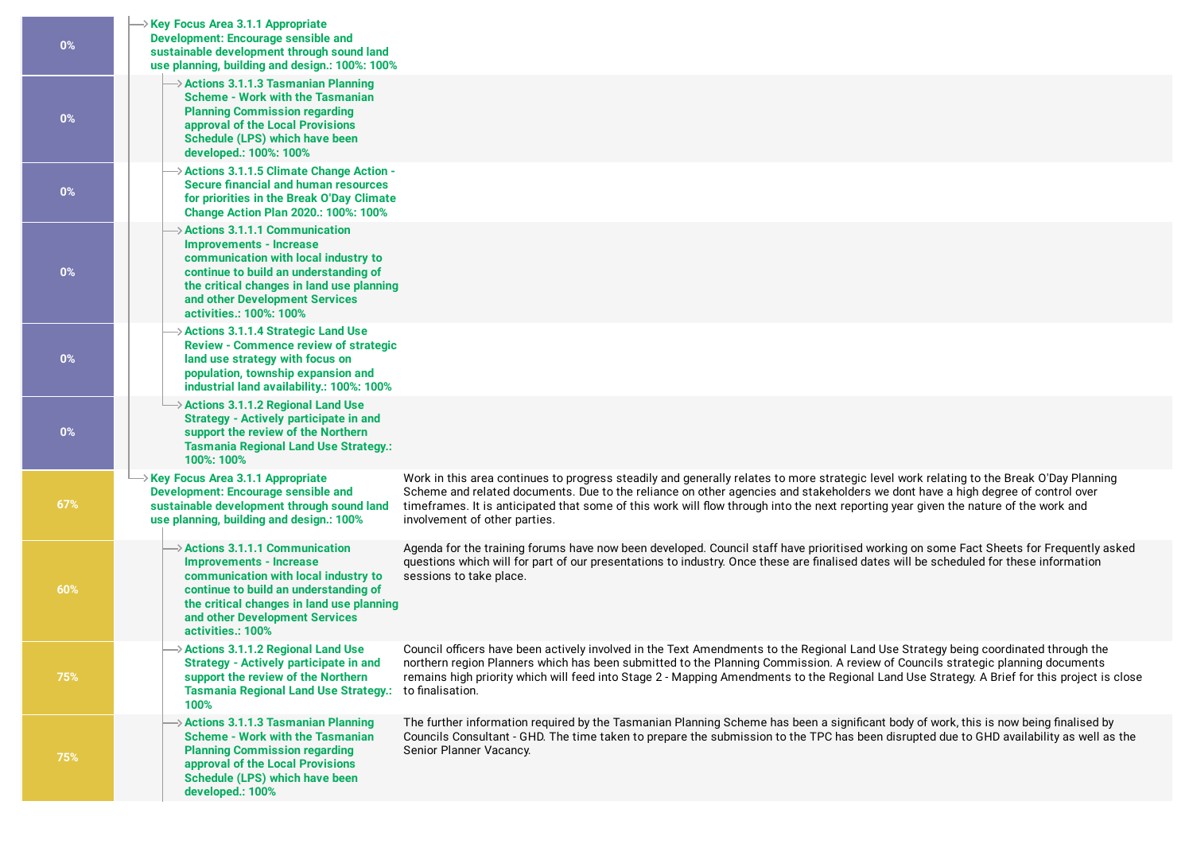| Progress | Item | Comment |
| --- | --- | --- |
| 0% | **Key Focus Area 3.1.1 Appropriate Development: Encourage sensible and sustainable development through sound land use planning, building and design.: 100%: 100%** | |
| 0% | **Actions 3.1.1.3 Tasmanian Planning Scheme - Work with the Tasmanian Planning Commission regarding approval of the Local Provisions Schedule (LPS) which have been developed.: 100%: 100%** | |
| 0% | **Actions 3.1.1.5 Climate Change Action - Secure financial and human resources for priorities in the Break O'Day Climate Change Action Plan 2020.: 100%: 100%** | |
| 0% | **Actions 3.1.1.1 Communication Improvements - Increase communication with local industry to continue to build an understanding of the critical changes in land use planning and other Development Services activities.: 100%: 100%** | |
| 0% | **Actions 3.1.1.4 Strategic Land Use Review - Commence review of strategic land use strategy with focus on population, township expansion and industrial land availability.: 100%: 100%** | |
| 0% | **Actions 3.1.1.2 Regional Land Use Strategy - Actively participate in and support the review of the Northern Tasmania Regional Land Use Strategy.: 100%: 100%** | |
| 67% | **Key Focus Area 3.1.1 Appropriate Development: Encourage sensible and sustainable development through sound land use planning, building and design.: 100%** | Work in this area continues to progress steadily and generally relates to more strategic level work relating to the Break O'Day Planning Scheme and related documents. Due to the reliance on other agencies and stakeholders we dont have a high degree of control over timeframes. It is anticipated that some of this work will flow through into the next reporting year given the nature of the work and involvement of other parties. |
| 60% | **Actions 3.1.1.1 Communication Improvements - Increase communication with local industry to continue to build an understanding of the critical changes in land use planning and other Development Services activities.: 100%** | Agenda for the training forums have now been developed. Council staff have prioritised working on some Fact Sheets for Frequently asked questions which will for part of our presentations to industry. Once these are finalised dates will be scheduled for these information sessions to take place. |
| 75% | **Actions 3.1.1.2 Regional Land Use Strategy - Actively participate in and support the review of the Northern Tasmania Regional Land Use Strategy.: 100%** | Council officers have been actively involved in the Text Amendments to the Regional Land Use Strategy being coordinated through the northern region Planners which has been submitted to the Planning Commission. A review of Councils strategic planning documents remains high priority which will feed into Stage 2 - Mapping Amendments to the Regional Land Use Strategy. A Brief for this project is close to finalisation. |
| 75% | **Actions 3.1.1.3 Tasmanian Planning Scheme - Work with the Tasmanian Planning Commission regarding approval of the Local Provisions Schedule (LPS) which have been developed.: 100%** | The further information required by the Tasmanian Planning Scheme has been a significant body of work, this is now being finalised by Councils Consultant - GHD. The time taken to prepare the submission to the TPC has been disrupted due to GHD availability as well as the Senior Planner Vacancy. |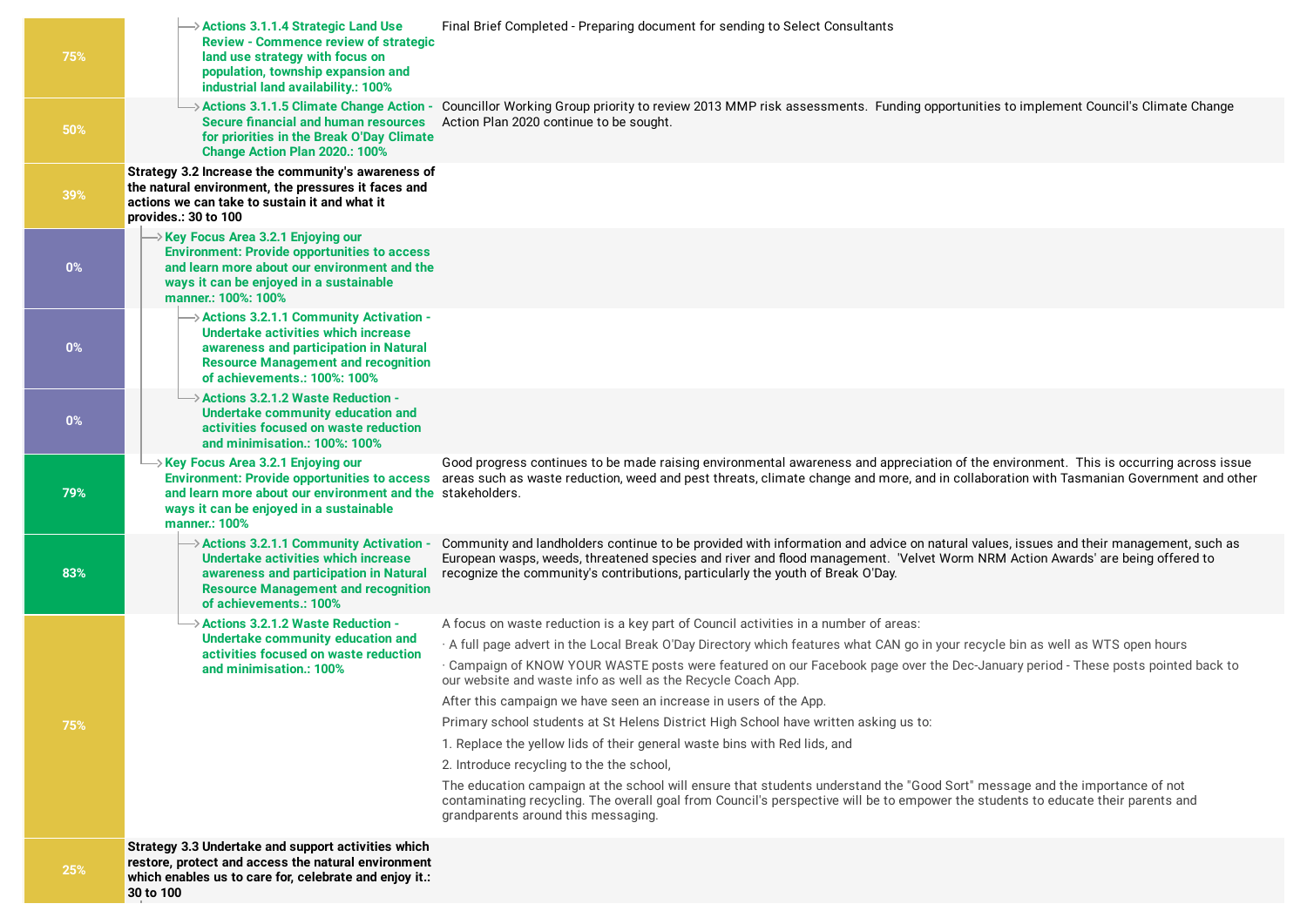| Progress | Item | Comment |
| --- | --- | --- |
| 75% | Actions 3.1.1.4 Strategic Land Use Review - Commence review of strategic land use strategy with focus on population, township expansion and industrial land availability.: 100% | Final Brief Completed - Preparing document for sending to Select Consultants |
| 50% | Actions 3.1.1.5 Climate Change Action - Secure financial and human resources for priorities in the Break O'Day Climate Change Action Plan 2020.: 100% | Councillor Working Group priority to review 2013 MMP risk assessments. Funding opportunities to implement Council's Climate Change Action Plan 2020 continue to be sought. |
| 39% | **Strategy 3.2 Increase the community's awareness of the natural environment, the pressures it faces and actions we can take to sustain it and what it provides.: 30 to 100** | |
| 0% | Key Focus Area 3.2.1 Enjoying our Environment: Provide opportunities to access and learn more about our environment and the ways it can be enjoyed in a sustainable manner.: 100%: 100% | |
| 0% | Actions 3.2.1.1 Community Activation - Undertake activities which increase awareness and participation in Natural Resource Management and recognition of achievements.: 100%: 100% | |
| 0% | Actions 3.2.1.2 Waste Reduction - Undertake community education and activities focused on waste reduction and minimisation.: 100%: 100% | |
| 79% | Key Focus Area 3.2.1 Enjoying our Environment: Provide opportunities to access and learn more about our environment and the ways it can be enjoyed in a sustainable manner.: 100% | Good progress continues to be made raising environmental awareness and appreciation of the environment. This is occurring across issue areas such as waste reduction, weed and pest threats, climate change and more, and in collaboration with Tasmanian Government and other stakeholders. |
| 83% | Actions 3.2.1.1 Community Activation - Undertake activities which increase awareness and participation in Natural Resource Management and recognition of achievements.: 100% | Community and landholders continue to be provided with information and advice on natural values, issues and their management, such as European wasps, weeds, threatened species and river and flood management. 'Velvet Worm NRM Action Awards' are being offered to recognize the community's contributions, particularly the youth of Break O'Day. |
| 75% | Actions 3.2.1.2 Waste Reduction - Undertake community education and activities focused on waste reduction and minimisation.: 100% | A focus on waste reduction is a key part of Council activities in a number of areas:<br>· A full page advert in the Local Break O'Day Directory which features what CAN go in your recycle bin as well as WTS open hours<br>· Campaign of KNOW YOUR WASTE posts were featured on our Facebook page over the Dec-January period - These posts pointed back to our website and waste info as well as the Recycle Coach App.<br>After this campaign we have seen an increase in users of the App.<br>Primary school students at St Helens District High School have written asking us to:<br>1. Replace the yellow lids of their general waste bins with Red lids, and<br>2. Introduce recycling to the the school,<br>The education campaign at the school will ensure that students understand the "Good Sort" message and the importance of not contaminating recycling. The overall goal from Council's perspective will be to empower the students to educate their parents and grandparents around this messaging. |
| 25% | **Strategy 3.3 Undertake and support activities which restore, protect and access the natural environment which enables us to care for, celebrate and enjoy it.: 30 to 100** | |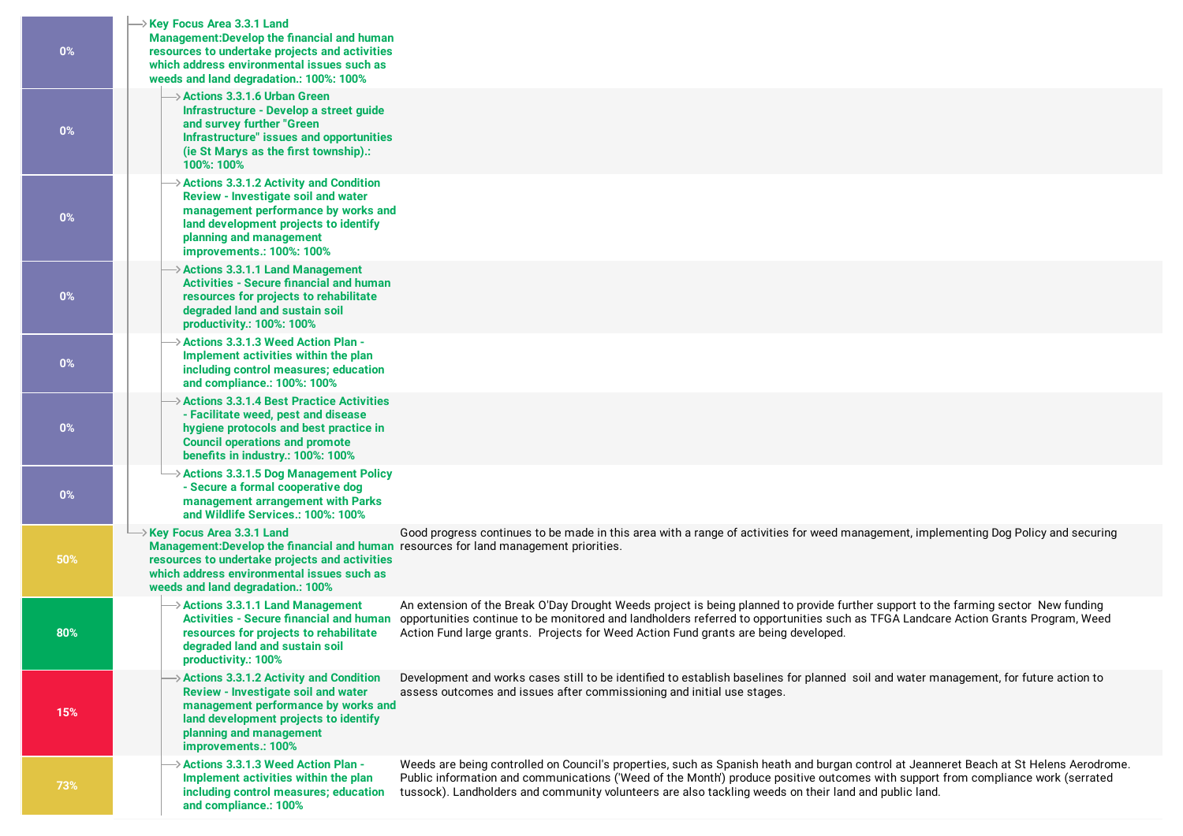| Progress | Item | Comment |
| --- | --- | --- |
| 0% | **Key Focus Area 3.3.1 Land Management:Develop the financial and human resources to undertake projects and activities which address environmental issues such as weeds and land degradation.: 100%: 100%** | |
| 0% | **Actions 3.3.1.6 Urban Green Infrastructure - Develop a street guide and survey further "Green Infrastructure" issues and opportunities (ie St Marys as the first township).: 100%: 100%** | |
| 0% | **Actions 3.3.1.2 Activity and Condition Review - Investigate soil and water management performance by works and land development projects to identify planning and management improvements.: 100%: 100%** | |
| 0% | **Actions 3.3.1.1 Land Management Activities - Secure financial and human resources for projects to rehabilitate degraded land and sustain soil productivity.: 100%: 100%** | |
| 0% | **Actions 3.3.1.3 Weed Action Plan - Implement activities within the plan including control measures; education and compliance.: 100%: 100%** | |
| 0% | **Actions 3.3.1.4 Best Practice Activities - Facilitate weed, pest and disease hygiene protocols and best practice in Council operations and promote benefits in industry.: 100%: 100%** | |
| 0% | **Actions 3.3.1.5 Dog Management Policy - Secure a formal cooperative dog management arrangement with Parks and Wildlife Services.: 100%: 100%** | |
| 50% | **Key Focus Area 3.3.1 Land Management:Develop the financial and human resources to undertake projects and activities which address environmental issues such as weeds and land degradation.: 100%** | Good progress continues to be made in this area with a range of activities for weed management, implementing Dog Policy and securing resources for land management priorities. |
| 80% | **Actions 3.3.1.1 Land Management Activities - Secure financial and human resources for projects to rehabilitate degraded land and sustain soil productivity.: 100%** | An extension of the Break O'Day Drought Weeds project is being planned to provide further support to the farming sector New funding opportunities continue to be monitored and landholders referred to opportunities such as TFGA Landcare Action Grants Program, Weed Action Fund large grants. Projects for Weed Action Fund grants are being developed. |
| 15% | **Actions 3.3.1.2 Activity and Condition Review - Investigate soil and water management performance by works and land development projects to identify planning and management improvements.: 100%** | Development and works cases still to be identified to establish baselines for planned soil and water management, for future action to assess outcomes and issues after commissioning and initial use stages. |
| 73% | **Actions 3.3.1.3 Weed Action Plan - Implement activities within the plan including control measures; education and compliance.: 100%** | Weeds are being controlled on Council's properties, such as Spanish heath and burgan control at Jeanneret Beach at St Helens Aerodrome. Public information and communications ('Weed of the Month') produce positive outcomes with support from compliance work (serrated tussock). Landholders and community volunteers are also tackling weeds on their land and public land. |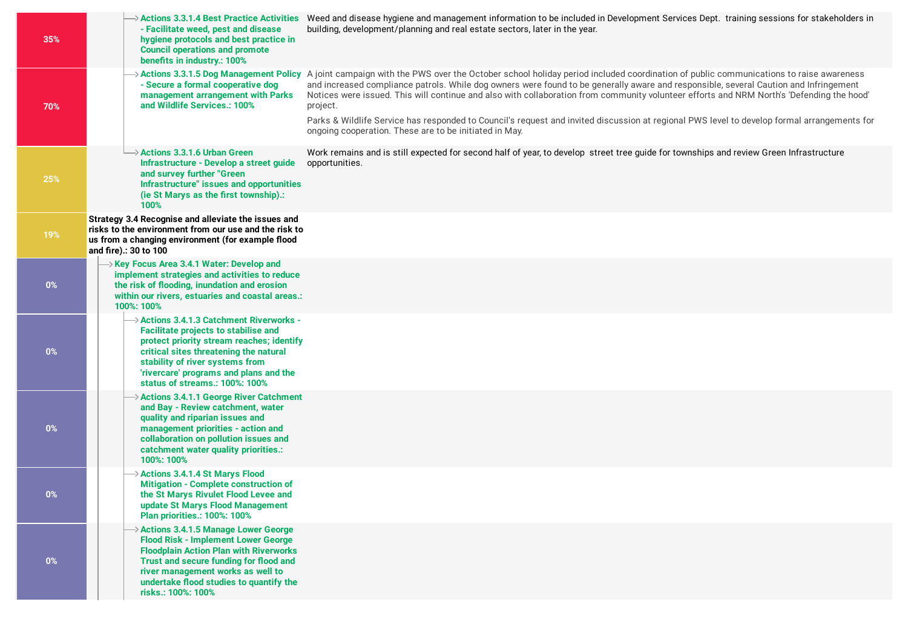| Progress | Item | Comment |
|---|---|---|
| 35% | Actions 3.3.1.4 Best Practice Activities - Facilitate weed, pest and disease hygiene protocols and best practice in Council operations and promote benefits in industry.: 100% | Weed and disease hygiene and management information to be included in Development Services Dept. training sessions for stakeholders in building, development/planning and real estate sectors, later in the year. |
| 70% | Actions 3.3.1.5 Dog Management Policy - Secure a formal cooperative dog management arrangement with Parks and Wildlife Services.: 100% | A joint campaign with the PWS over the October school holiday period included coordination of public communications to raise awareness and increased compliance patrols. While dog owners were found to be generally aware and responsible, several Caution and Infringement Notices were issued. This will continue and also with collaboration from community volunteer efforts and NRM North's 'Defending the hood' project. Parks & Wildlife Service has responded to Council's request and invited discussion at regional PWS level to develop formal arrangements for ongoing cooperation. These are to be initiated in May. |
| 25% | Actions 3.3.1.6 Urban Green Infrastructure - Develop a street guide and survey further "Green Infrastructure" issues and opportunities (ie St Marys as the first township).: 100% | Work remains and is still expected for second half of year, to develop street tree guide for townships and review Green Infrastructure opportunities. |
| 19% | **Strategy 3.4 Recognise and alleviate the issues and risks to the environment from our use and the risk to us from a changing environment (for example flood and fire).: 30 to 100** | |
| 0% | Key Focus Area 3.4.1 Water: Develop and implement strategies and activities to reduce the risk of flooding, inundation and erosion within our rivers, estuaries and coastal areas.: 100%: 100% | |
| 0% | Actions 3.4.1.3 Catchment Riverworks - Facilitate projects to stabilise and protect priority stream reaches; identify critical sites threatening the natural stability of river systems from 'rivercare' programs and plans and the status of streams.: 100%: 100% | |
| 0% | Actions 3.4.1.1 George River Catchment and Bay - Review catchment, water quality and riparian issues and management priorities - action and collaboration on pollution issues and catchment water quality priorities.: 100%: 100% | |
| 0% | Actions 3.4.1.4 St Marys Flood Mitigation - Complete construction of the St Marys Rivulet Flood Levee and update St Marys Flood Management Plan priorities.: 100%: 100% | |
| 0% | Actions 3.4.1.5 Manage Lower George Flood Risk - Implement Lower George Floodplain Action Plan with Riverworks Trust and secure funding for flood and river management works as well to undertake flood studies to quantify the risks.: 100%: 100% | |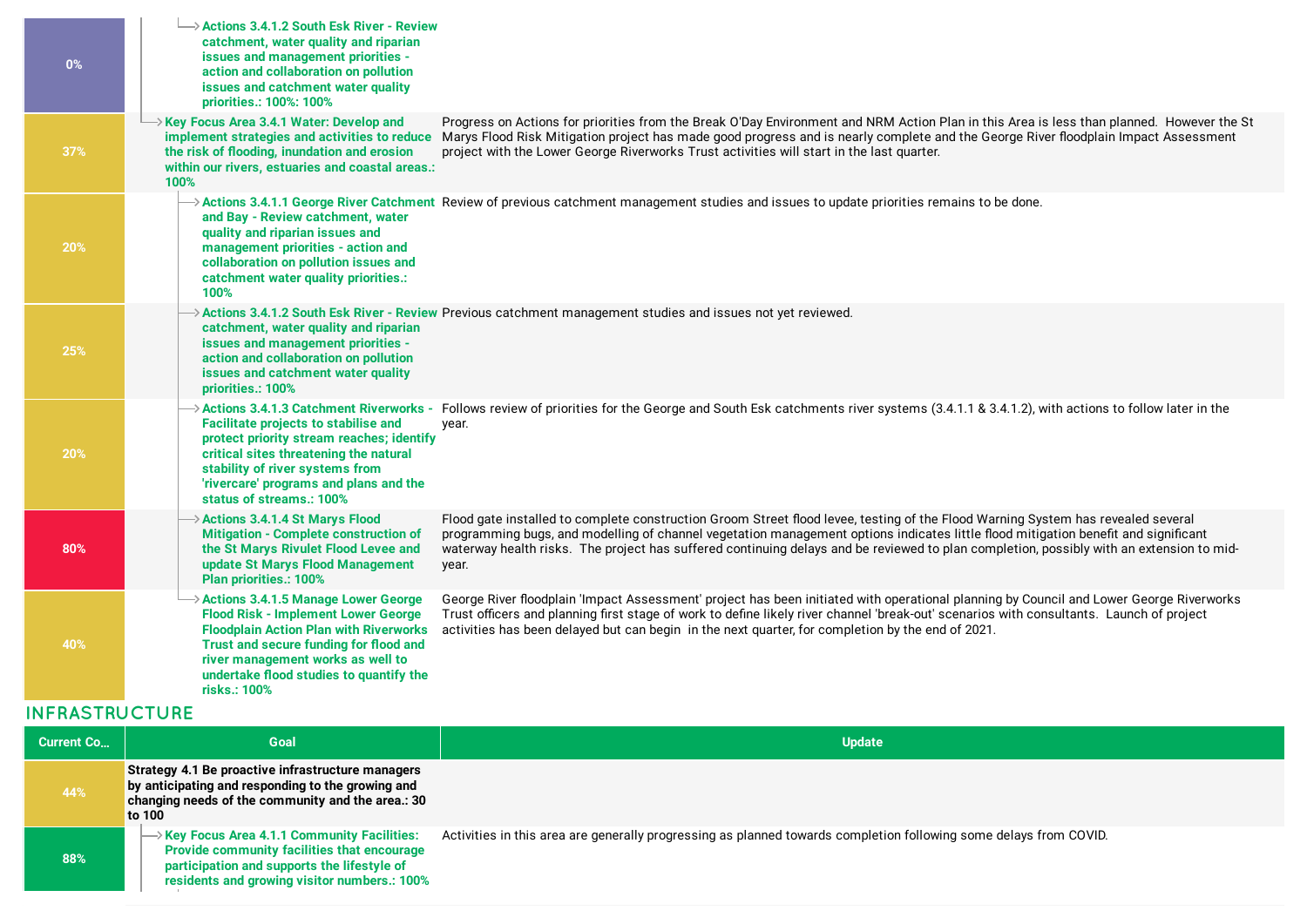| Current Co... | Goal | Update |
|---|---|---|
| 0% | Actions 3.4.1.2 South Esk River - Review catchment, water quality and riparian issues and management priorities - action and collaboration on pollution issues and catchment water quality priorities.: 100%: 100% | |
| 37% | Key Focus Area 3.4.1 Water: Develop and implement strategies and activities to reduce the risk of flooding, inundation and erosion within our rivers, estuaries and coastal areas.: 100% | Progress on Actions for priorities from the Break O'Day Environment and NRM Action Plan in this Area is less than planned. However the St Marys Flood Risk Mitigation project has made good progress and is nearly complete and the George River floodplain Impact Assessment project with the Lower George Riverworks Trust activities will start in the last quarter. |
| 20% | Actions 3.4.1.1 George River Catchment and Bay - Review catchment, water quality and riparian issues and management priorities - action and collaboration on pollution issues and catchment water quality priorities.: 100% | Review of previous catchment management studies and issues to update priorities remains to be done. |
| 25% | Actions 3.4.1.2 South Esk River - Review catchment, water quality and riparian issues and management priorities - action and collaboration on pollution issues and catchment water quality priorities.: 100% | Previous catchment management studies and issues not yet reviewed. |
| 20% | Actions 3.4.1.3 Catchment Riverworks - Facilitate projects to stabilise and protect priority stream reaches; identify critical sites threatening the natural stability of river systems from 'rivercare' programs and plans and the status of streams.: 100% | Follows review of priorities for the George and South Esk catchments river systems (3.4.1.1 & 3.4.1.2), with actions to follow later in the year. |
| 80% | Actions 3.4.1.4 St Marys Flood Mitigation - Complete construction of the St Marys Rivulet Flood Levee and update St Marys Flood Management Plan priorities.: 100% | Flood gate installed to complete construction Groom Street flood levee, testing of the Flood Warning System has revealed several programming bugs, and modelling of channel vegetation management options indicates little flood mitigation benefit and significant waterway health risks. The project has suffered continuing delays and be reviewed to plan completion, possibly with an extension to mid-year. |
| 40% | Actions 3.4.1.5 Manage Lower George Flood Risk - Implement Lower George Floodplain Action Plan with Riverworks Trust and secure funding for flood and river management works as well to undertake flood studies to quantify the risks.: 100% | George River floodplain 'Impact Assessment' project has been initiated with operational planning by Council and Lower George Riverworks Trust officers and planning first stage of work to define likely river channel 'break-out' scenarios with consultants. Launch of project activities has been delayed but can begin in the next quarter, for completion by the end of 2021. |

## INFRASTRUCTURE

| Current Co... | Goal | Update |
|---|---|---|
| 44% | **Strategy 4.1 Be proactive infrastructure managers by anticipating and responding to the growing and changing needs of the community and the area.: 30 to 100** | |
| 88% | Key Focus Area 4.1.1 Community Facilities: Provide community facilities that encourage participation and supports the lifestyle of residents and growing visitor numbers.: 100% | Activities in this area are generally progressing as planned towards completion following some delays from COVID. |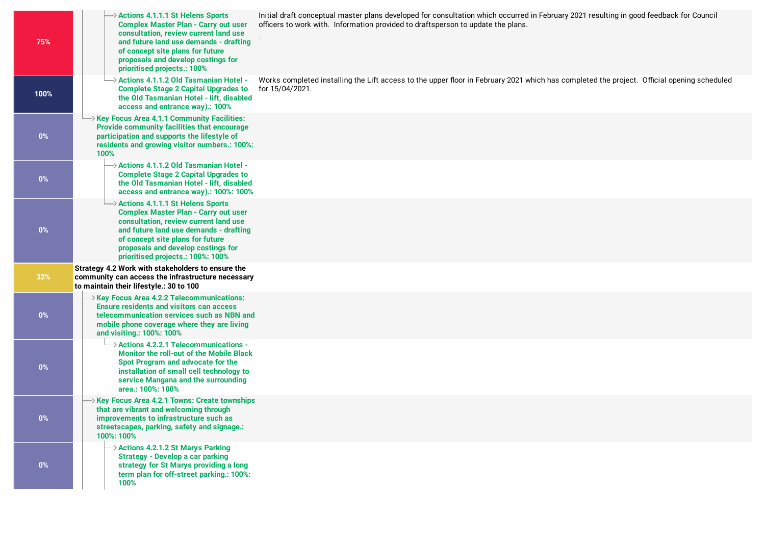| Progress | Item | Comments |
|---|---|---|
| 75% | Actions 4.1.1.1 St Helens Sports Complex Master Plan - Carry out user consultation, review current land use and future land use demands - drafting of concept site plans for future proposals and develop costings for prioritised projects.: 100% | Initial draft conceptual master plans developed for consultation which occurred in February 2021 resulting in good feedback for Council officers to work with. Information provided to draftsperson to update the plans. . |
| 100% | Actions 4.1.1.2 Old Tasmanian Hotel - Complete Stage 2 Capital Upgrades to the Old Tasmanian Hotel - lift, disabled access and entrance way).: 100% | Works completed installing the Lift access to the upper floor in February 2021 which has completed the project. Official opening scheduled for 15/04/2021. |
| 0% | Key Focus Area 4.1.1 Community Facilities: Provide community facilities that encourage participation and supports the lifestyle of residents and growing visitor numbers.: 100%: 100% | |
| 0% | Actions 4.1.1.2 Old Tasmanian Hotel - Complete Stage 2 Capital Upgrades to the Old Tasmanian Hotel - lift, disabled access and entrance way).: 100%: 100% | |
| 0% | Actions 4.1.1.1 St Helens Sports Complex Master Plan - Carry out user consultation, review current land use and future land use demands - drafting of concept site plans for future proposals and develop costings for prioritised projects.: 100%: 100% | |
| 32% | **Strategy 4.2 Work with stakeholders to ensure the community can access the infrastructure necessary to maintain their lifestyle.: 30 to 100** | |
| 0% | Key Focus Area 4.2.2 Telecommunications: Ensure residents and visitors can access telecommunication services such as NBN and mobile phone coverage where they are living and visiting.: 100%: 100% | |
| 0% | Actions 4.2.2.1 Telecommunications - Monitor the roll-out of the Mobile Black Spot Program and advocate for the installation of small cell technology to service Mangana and the surrounding area.: 100%: 100% | |
| 0% | Key Focus Area 4.2.1 Towns: Create townships that are vibrant and welcoming through improvements to infrastructure such as streetscapes, parking, safety and signage.: 100%: 100% | |
| 0% | Actions 4.2.1.2 St Marys Parking Strategy - Develop a car parking strategy for St Marys providing a long term plan for off-street parking.: 100%: 100% | |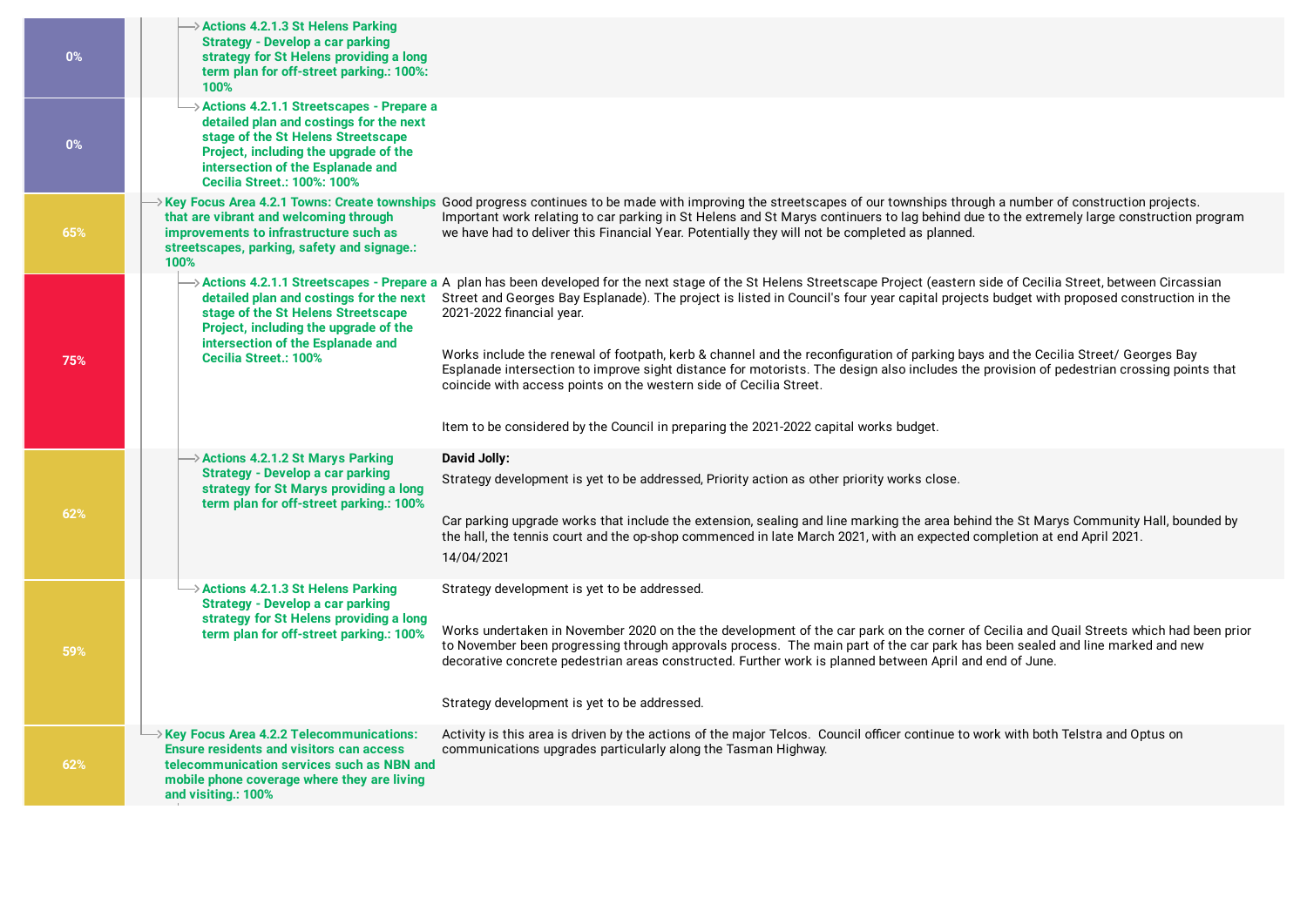| Progress | Action / Focus Area | Comments |
| --- | --- | --- |
| 0% | Actions 4.2.1.3 St Helens Parking Strategy - Develop a car parking strategy for St Helens providing a long term plan for off-street parking.: 100%: 100% | |
| 0% | Actions 4.2.1.1 Streetscapes - Prepare a detailed plan and costings for the next stage of the St Helens Streetscape Project, including the upgrade of the intersection of the Esplanade and Cecilia Street.: 100%: 100% | |
| 65% | Key Focus Area 4.2.1 Towns: Create townships that are vibrant and welcoming through improvements to infrastructure such as streetscapes, parking, safety and signage.: 100% | Good progress continues to be made with improving the streetscapes of our townships through a number of construction projects. Important work relating to car parking in St Helens and St Marys continuers to lag behind due to the extremely large construction program we have had to deliver this Financial Year. Potentially they will not be completed as planned. |
| 75% | Actions 4.2.1.1 Streetscapes - Prepare a detailed plan and costings for the next stage of the St Helens Streetscape Project, including the upgrade of the intersection of the Esplanade and Cecilia Street.: 100% | A plan has been developed for the next stage of the St Helens Streetscape Project (eastern side of Cecilia Street, between Circassian Street and Georges Bay Esplanade). The project is listed in Council's four year capital projects budget with proposed construction in the 2021-2022 financial year.<br><br>Works include the renewal of footpath, kerb & channel and the reconfiguration of parking bays and the Cecilia Street/ Georges Bay Esplanade intersection to improve sight distance for motorists. The design also includes the provision of pedestrian crossing points that coincide with access points on the western side of Cecilia Street.<br><br>Item to be considered by the Council in preparing the 2021-2022 capital works budget. |
| 62% | Actions 4.2.1.2 St Marys Parking Strategy - Develop a car parking strategy for St Marys providing a long term plan for off-street parking.: 100% | **David Jolly:**<br>Strategy development is yet to be addressed, Priority action as other priority works close.<br><br>Car parking upgrade works that include the extension, sealing and line marking the area behind the St Marys Community Hall, bounded by the hall, the tennis court and the op-shop commenced in late March 2021, with an expected completion at end April 2021.<br>14/04/2021 |
| 59% | Actions 4.2.1.3 St Helens Parking Strategy - Develop a car parking strategy for St Helens providing a long term plan for off-street parking.: 100% | Strategy development is yet to be addressed.<br><br>Works undertaken in November 2020 on the the development of the car park on the corner of Cecilia and Quail Streets which had been prior to November been progressing through approvals process. The main part of the car park has been sealed and line marked and new decorative concrete pedestrian areas constructed. Further work is planned between April and end of June.<br><br>Strategy development is yet to be addressed. |
| 62% | Key Focus Area 4.2.2 Telecommunications: Ensure residents and visitors can access telecommunication services such as NBN and mobile phone coverage where they are living and visiting.: 100% | Activity is this area is driven by the actions of the major Telcos. Council officer continue to work with both Telstra and Optus on communications upgrades particularly along the Tasman Highway. |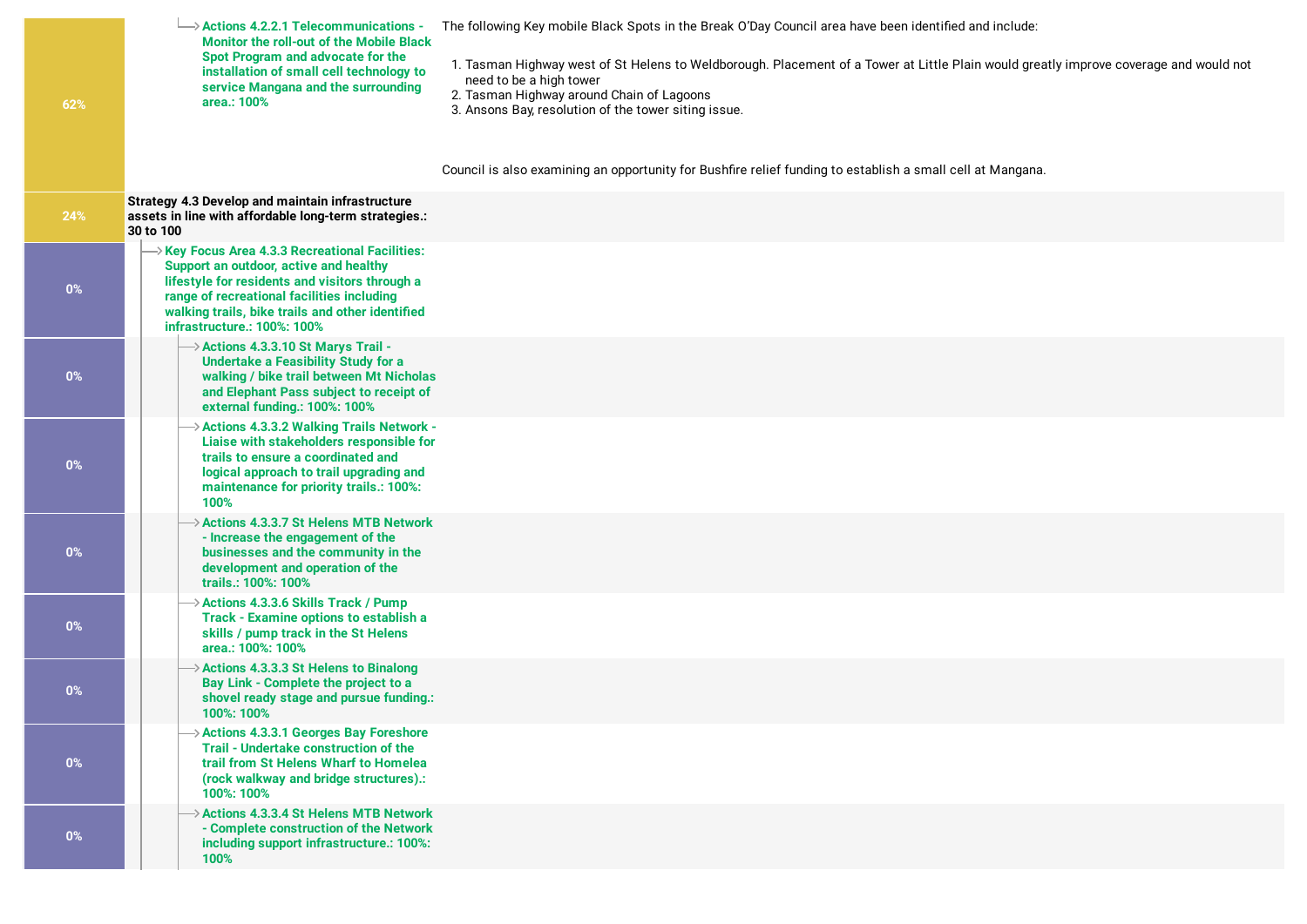| Progress | Item | Comments |
| --- | --- | --- |
| 62% | **Actions 4.2.2.1 Telecommunications - Monitor the roll-out of the Mobile Black Spot Program and advocate for the installation of small cell technology to service Mangana and the surrounding area.: 100%** | The following Key mobile Black Spots in the Break O'Day Council area have been identified and include:<br><br>1. Tasman Highway west of St Helens to Weldborough. Placement of a Tower at Little Plain would greatly improve coverage and would not need to be a high tower<br>2. Tasman Highway around Chain of Lagoons<br>3. Ansons Bay, resolution of the tower siting issue.<br><br>Council is also examining an opportunity for Bushfire relief funding to establish a small cell at Mangana. |
| 24% | **Strategy 4.3 Develop and maintain infrastructure assets in line with affordable long-term strategies.: 30 to 100** | |
| 0% | **Key Focus Area 4.3.3 Recreational Facilities: Support an outdoor, active and healthy lifestyle for residents and visitors through a range of recreational facilities including walking trails, bike trails and other identified infrastructure.: 100%: 100%** | |
| 0% | **Actions 4.3.3.10 St Marys Trail - Undertake a Feasibility Study for a walking / bike trail between Mt Nicholas and Elephant Pass subject to receipt of external funding.: 100%: 100%** | |
| 0% | **Actions 4.3.3.2 Walking Trails Network - Liaise with stakeholders responsible for trails to ensure a coordinated and logical approach to trail upgrading and maintenance for priority trails.: 100%: 100%** | |
| 0% | **Actions 4.3.3.7 St Helens MTB Network - Increase the engagement of the businesses and the community in the development and operation of the trails.: 100%: 100%** | |
| 0% | **Actions 4.3.3.6 Skills Track / Pump Track - Examine options to establish a skills / pump track in the St Helens area.: 100%: 100%** | |
| 0% | **Actions 4.3.3.3 St Helens to Binalong Bay Link - Complete the project to a shovel ready stage and pursue funding.: 100%: 100%** | |
| 0% | **Actions 4.3.3.1 Georges Bay Foreshore Trail - Undertake construction of the trail from St Helens Wharf to Homelea (rock walkway and bridge structures).: 100%: 100%** | |
| 0% | **Actions 4.3.3.4 St Helens MTB Network - Complete construction of the Network including support infrastructure.: 100%: 100%** | |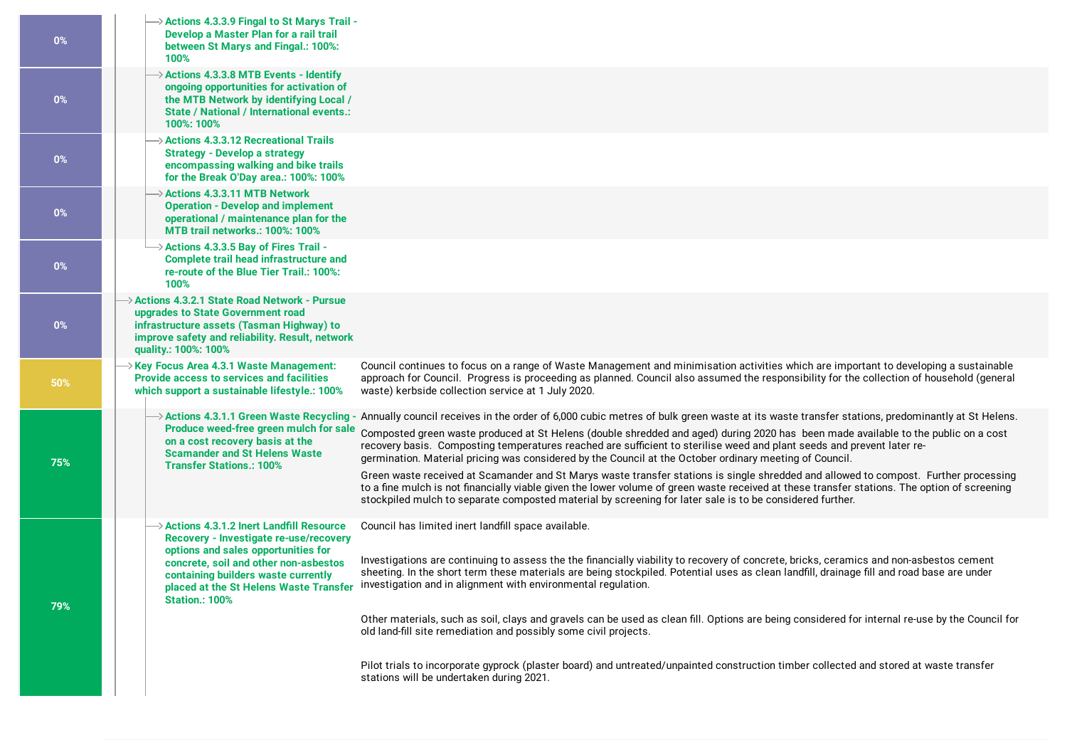| Progress | Action | Comments |
|---|---|---|
| 0% | Actions 4.3.3.9 Fingal to St Marys Trail - Develop a Master Plan for a rail trail between St Marys and Fingal.: 100%: 100% | |
| 0% | Actions 4.3.3.8 MTB Events - Identify ongoing opportunities for activation of the MTB Network by identifying Local / State / National / International events.: 100%: 100% | |
| 0% | Actions 4.3.3.12 Recreational Trails Strategy - Develop a strategy encompassing walking and bike trails for the Break O'Day area.: 100%: 100% | |
| 0% | Actions 4.3.3.11 MTB Network Operation - Develop and implement operational / maintenance plan for the MTB trail networks.: 100%: 100% | |
| 0% | Actions 4.3.3.5 Bay of Fires Trail - Complete trail head infrastructure and re-route of the Blue Tier Trail.: 100%: 100% | |
| 0% | Actions 4.3.2.1 State Road Network - Pursue upgrades to State Government road infrastructure assets (Tasman Highway) to improve safety and reliability. Result, network quality.: 100%: 100% | |
| 50% | Key Focus Area 4.3.1 Waste Management: Provide access to services and facilities which support a sustainable lifestyle.: 100% | Council continues to focus on a range of Waste Management and minimisation activities which are important to developing a sustainable approach for Council. Progress is proceeding as planned. Council also assumed the responsibility for the collection of household (general waste) kerbside collection service at 1 July 2020. |
| 75% | Actions 4.3.1.1 Green Waste Recycling - Produce weed-free green mulch for sale on a cost recovery basis at the Scamander and St Helens Waste Transfer Stations.: 100% | Annually council receives in the order of 6,000 cubic metres of bulk green waste at its waste transfer stations, predominantly at St Helens.<br><br>Composted green waste produced at St Helens (double shredded and aged) during 2020 has been made available to the public on a cost recovery basis. Composting temperatures reached are sufficient to sterilise weed and plant seeds and prevent later re-germination. Material pricing was considered by the Council at the October ordinary meeting of Council.<br><br>Green waste received at Scamander and St Marys waste transfer stations is single shredded and allowed to compost. Further processing to a fine mulch is not financially viable given the lower volume of green waste received at these transfer stations. The option of screening stockpiled mulch to separate composted material by screening for later sale is to be considered further. |
| 79% | Actions 4.3.1.2 Inert Landfill Resource Recovery - Investigate re-use/recovery options and sales opportunities for concrete, soil and other non-asbestos containing builders waste currently placed at the St Helens Waste Transfer Station.: 100% | Council has limited inert landfill space available.<br><br>Investigations are continuing to assess the the financially viability to recovery of concrete, bricks, ceramics and non-asbestos cement sheeting. In the short term these materials are being stockpiled. Potential uses as clean landfill, drainage fill and road base are under investigation and in alignment with environmental regulation.<br><br>Other materials, such as soil, clays and gravels can be used as clean fill. Options are being considered for internal re-use by the Council for old land-fill site remediation and possibly some civil projects.<br><br>Pilot trials to incorporate gyprock (plaster board) and untreated/unpainted construction timber collected and stored at waste transfer stations will be undertaken during 2021. |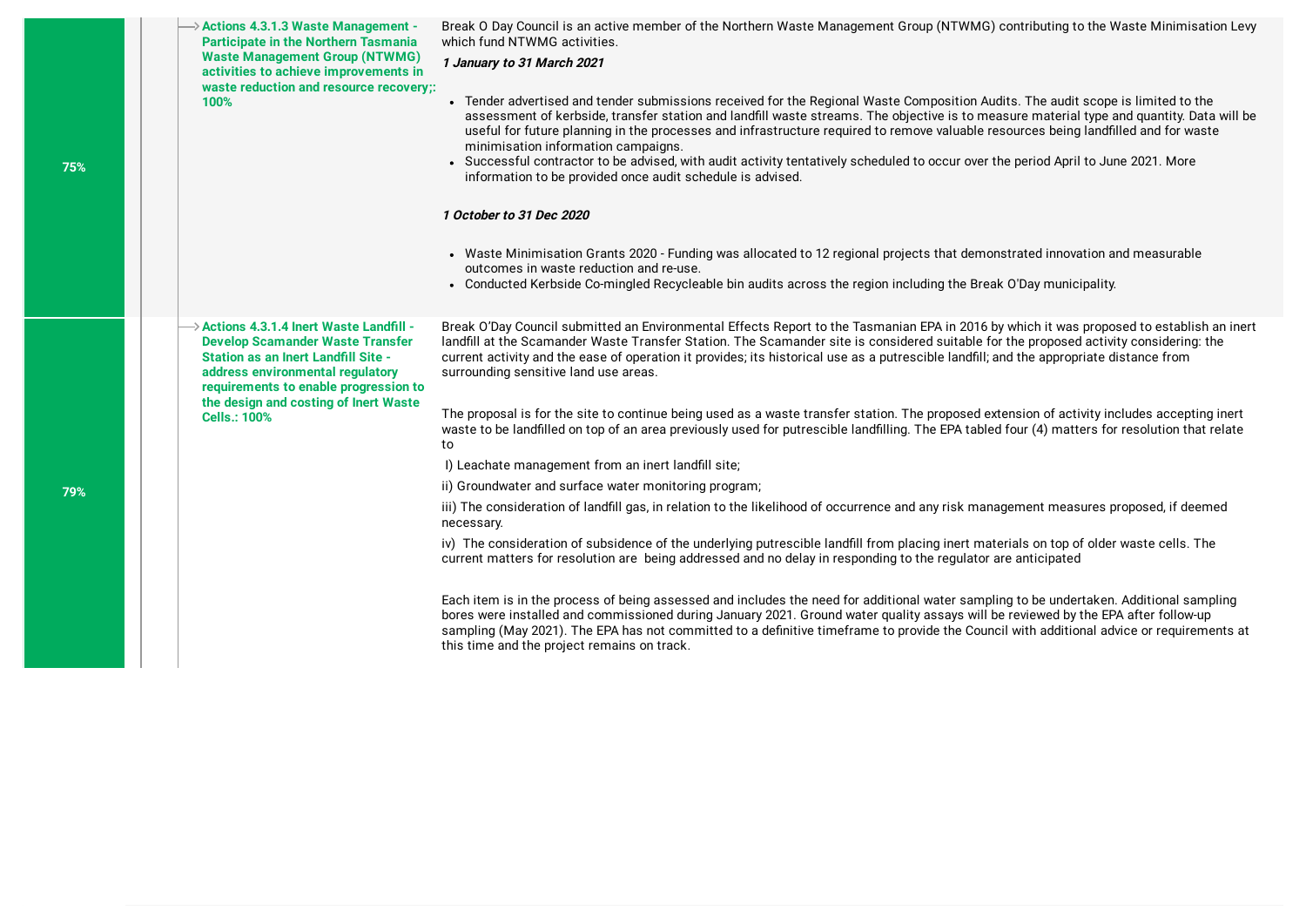| Progress | Action | Comments |
|---|---|---|
| 75% | **Actions 4.3.1.3 Waste Management - Participate in the Northern Tasmania Waste Management Group (NTWMG) activities to achieve improvements in waste reduction and resource recovery;: 100%** | Break O Day Council is an active member of the Northern Waste Management Group (NTWMG) contributing to the Waste Minimisation Levy which fund NTWMG activities.<br><br>***1 January to 31 March 2021***<br><br>• Tender advertised and tender submissions received for the Regional Waste Composition Audits. The audit scope is limited to the assessment of kerbside, transfer station and landfill waste streams. The objective is to measure material type and quantity. Data will be useful for future planning in the processes and infrastructure required to remove valuable resources being landfilled and for waste minimisation information campaigns.<br>• Successful contractor to be advised, with audit activity tentatively scheduled to occur over the period April to June 2021. More information to be provided once audit schedule is advised.<br><br>***1 October to 31 Dec 2020***<br><br>• Waste Minimisation Grants 2020 - Funding was allocated to 12 regional projects that demonstrated innovation and measurable outcomes in waste reduction and re-use.<br>• Conducted Kerbside Co-mingled Recycleable bin audits across the region including the Break O'Day municipality. |
| 79% | **Actions 4.3.1.4 Inert Waste Landfill - Develop Scamander Waste Transfer Station as an Inert Landfill Site - address environmental regulatory requirements to enable progression to the design and costing of Inert Waste Cells.: 100%** | Break O'Day Council submitted an Environmental Effects Report to the Tasmanian EPA in 2016 by which it was proposed to establish an inert landfill at the Scamander Waste Transfer Station. The Scamander site is considered suitable for the proposed activity considering: the current activity and the ease of operation it provides; its historical use as a putrescible landfill; and the appropriate distance from surrounding sensitive land use areas.<br><br>The proposal is for the site to continue being used as a waste transfer station. The proposed extension of activity includes accepting inert waste to be landfilled on top of an area previously used for putrescible landfilling. The EPA tabled four (4) matters for resolution that relate to<br><br>I) Leachate management from an inert landfill site;<br>ii) Groundwater and surface water monitoring program;<br>iii) The consideration of landfill gas, in relation to the likelihood of occurrence and any risk management measures proposed, if deemed necessary.<br>iv) The consideration of subsidence of the underlying putrescible landfill from placing inert materials on top of older waste cells. The current matters for resolution are being addressed and no delay in responding to the regulator are anticipated<br><br>Each item is in the process of being assessed and includes the need for additional water sampling to be undertaken. Additional sampling bores were installed and commissioned during January 2021. Ground water quality assays will be reviewed by the EPA after follow-up sampling (May 2021). The EPA has not committed to a definitive timeframe to provide the Council with additional advice or requirements at this time and the project remains on track. |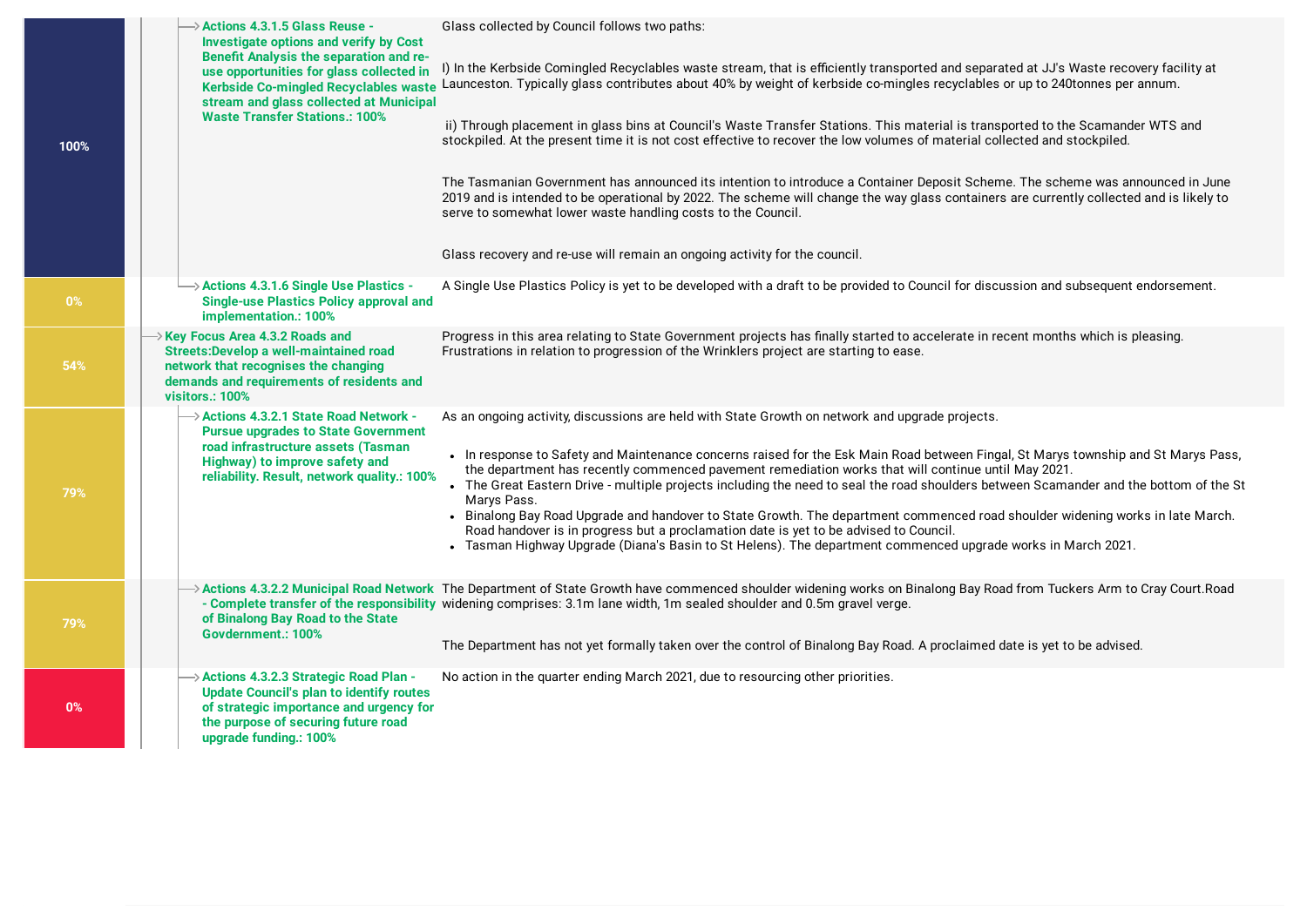| Progress | Action | Comment |
|---|---|---|
| 100% | Actions 4.3.1.5 Glass Reuse - Investigate options and verify by Cost Benefit Analysis the separation and re-use opportunities for glass collected in Kerbside Co-mingled Recyclables waste stream and glass collected at Municipal Waste Transfer Stations.: 100% | Glass collected by Council follows two paths:<br><br>I) In the Kerbside Comingled Recyclables waste stream, that is efficiently transported and separated at JJ's Waste recovery facility at Launceston. Typically glass contributes about 40% by weight of kerbside co-mingles recyclables or up to 240tonnes per annum.<br><br>ii) Through placement in glass bins at Council's Waste Transfer Stations. This material is transported to the Scamander WTS and stockpiled. At the present time it is not cost effective to recover the low volumes of material collected and stockpiled.<br><br>The Tasmanian Government has announced its intention to introduce a Container Deposit Scheme. The scheme was announced in June 2019 and is intended to be operational by 2022. The scheme will change the way glass containers are currently collected and is likely to serve to somewhat lower waste handling costs to the Council.<br><br>Glass recovery and re-use will remain an ongoing activity for the council. |
| 0% | Actions 4.3.1.6 Single Use Plastics - Single-use Plastics Policy approval and implementation.: 100% | A Single Use Plastics Policy is yet to be developed with a draft to be provided to Council for discussion and subsequent endorsement. |
| 54% | Key Focus Area 4.3.2 Roads and Streets:Develop a well-maintained road network that recognises the changing demands and requirements of residents and visitors.: 100% | Progress in this area relating to State Government projects has finally started to accelerate in recent months which is pleasing. Frustrations in relation to progression of the Wrinklers project are starting to ease. |
| 79% | Actions 4.3.2.1 State Road Network - Pursue upgrades to State Government road infrastructure assets (Tasman Highway) to improve safety and reliability. Result, network quality.: 100% | As an ongoing activity, discussions are held with State Growth on network and upgrade projects.<br><br>• In response to Safety and Maintenance concerns raised for the Esk Main Road between Fingal, St Marys township and St Marys Pass, the department has recently commenced pavement remediation works that will continue until May 2021.<br>• The Great Eastern Drive - multiple projects including the need to seal the road shoulders between Scamander and the bottom of the St Marys Pass.<br>• Binalong Bay Road Upgrade and handover to State Growth. The department commenced road shoulder widening works in late March. Road handover is in progress but a proclamation date is yet to be advised to Council.<br>• Tasman Highway Upgrade (Diana's Basin to St Helens). The department commenced upgrade works in March 2021. |
| 79% | Actions 4.3.2.2 Municipal Road Network - Complete transfer of the responsibility of Binalong Bay Road to the State Govdernment.: 100% | The Department of State Growth have commenced shoulder widening works on Binalong Bay Road from Tuckers Arm to Cray Court.Road widening comprises: 3.1m lane width, 1m sealed shoulder and 0.5m gravel verge.<br><br>The Department has not yet formally taken over the control of Binalong Bay Road. A proclaimed date is yet to be advised. |
| 0% | Actions 4.3.2.3 Strategic Road Plan - Update Council's plan to identify routes of strategic importance and urgency for the purpose of securing future road upgrade funding.: 100% | No action in the quarter ending March 2021, due to resourcing other priorities. |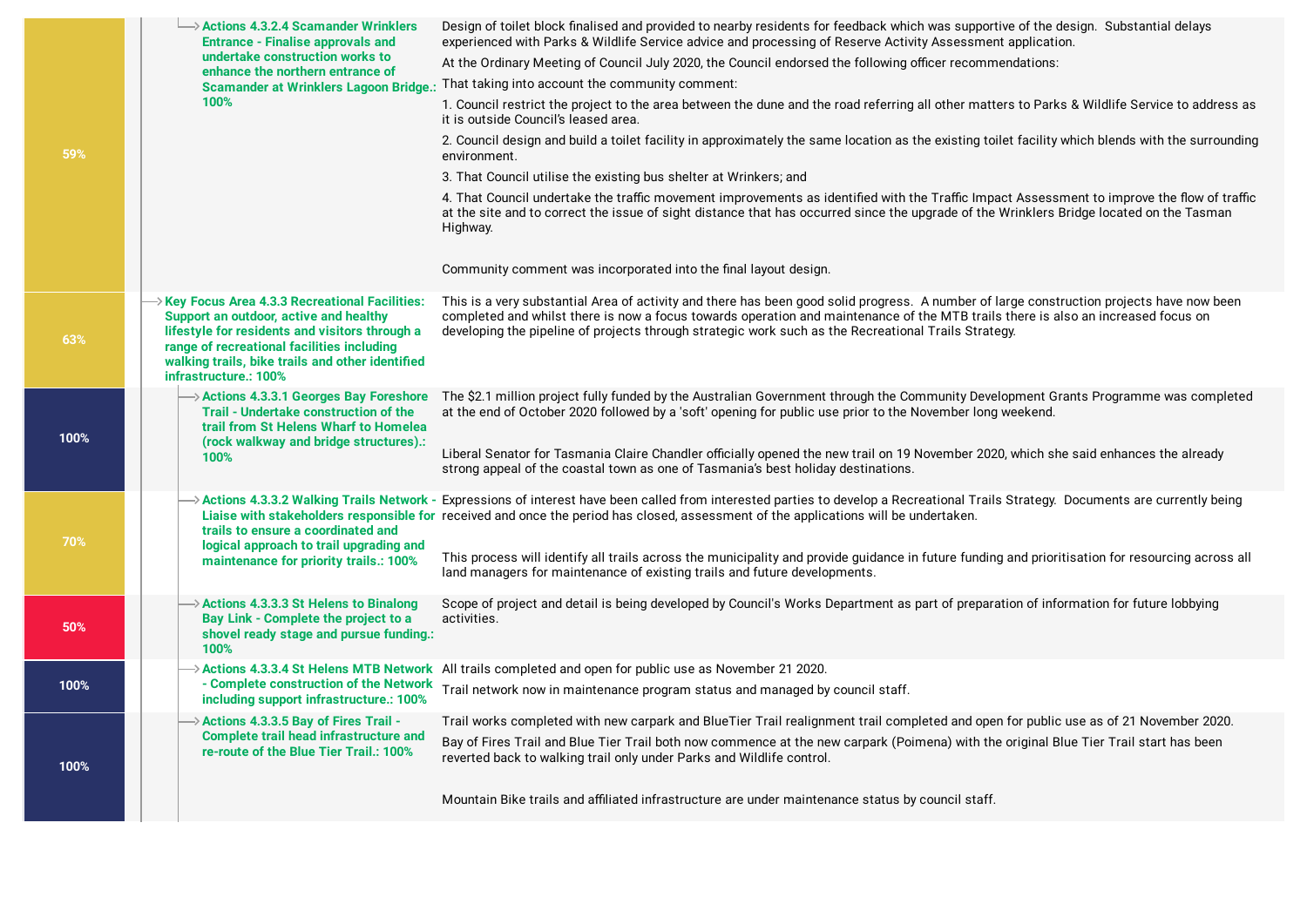| Progress | Action | Comment |
|---|---|---|
| 59% | **Actions 4.3.2.4 Scamander Wrinklers Entrance - Finalise approvals and undertake construction works to enhance the northern entrance of Scamander at Wrinklers Lagoon Bridge.: 100%** | Design of toilet block finalised and provided to nearby residents for feedback which was supportive of the design. Substantial delays experienced with Parks & Wildlife Service advice and processing of Reserve Activity Assessment application.<br><br>At the Ordinary Meeting of Council July 2020, the Council endorsed the following officer recommendations:<br><br>That taking into account the community comment:<br><br>1. Council restrict the project to the area between the dune and the road referring all other matters to Parks & Wildlife Service to address as it is outside Council's leased area.<br><br>2. Council design and build a toilet facility in approximately the same location as the existing toilet facility which blends with the surrounding environment.<br><br>3. That Council utilise the existing bus shelter at Winkers; and<br><br>4. That Council undertake the traffic movement improvements as identified with the Traffic Impact Assessment to improve the flow of traffic at the site and to correct the issue of sight distance that has occurred since the upgrade of the Wrinklers Bridge located on the Tasman Highway.<br><br>Community comment was incorporated into the final layout design. |
| 63% | **Key Focus Area 4.3.3 Recreational Facilities: Support an outdoor, active and healthy lifestyle for residents and visitors through a range of recreational facilities including walking trails, bike trails and other identified infrastructure.: 100%** | This is a very substantial Area of activity and there has been good solid progress. A number of large construction projects have now been completed and whilst there is now a focus towards operation and maintenance of the MTB trails there is also an increased focus on developing the pipeline of projects through strategic work such as the Recreational Trails Strategy. |
| 100% | **Actions 4.3.3.1 Georges Bay Foreshore Trail - Undertake construction of the trail from St Helens Wharf to Homelea (rock walkway and bridge structures).: 100%** | The $2.1 million project fully funded by the Australian Government through the Community Development Grants Programme was completed at the end of October 2020 followed by a 'soft' opening for public use prior to the November long weekend.<br><br>Liberal Senator for Tasmania Claire Chandler officially opened the new trail on 19 November 2020, which she said enhances the already strong appeal of the coastal town as one of Tasmania's best holiday destinations. |
| 70% | **Actions 4.3.3.2 Walking Trails Network - Liaise with stakeholders responsible for trails to ensure a coordinated and logical approach to trail upgrading and maintenance for priority trails.: 100%** | Expressions of interest have been called from interested parties to develop a Recreational Trails Strategy. Documents are currently being received and once the period has closed, assessment of the applications will be undertaken.<br><br>This process will identify all trails across the municipality and provide guidance in future funding and prioritisation for resourcing across all land managers for maintenance of existing trails and future developments. |
| 50% | **Actions 4.3.3.3 St Helens to Binalong Bay Link - Complete the project to a shovel ready stage and pursue funding.: 100%** | Scope of project and detail is being developed by Council's Works Department as part of preparation of information for future lobbying activities. |
| 100% | **Actions 4.3.3.4 St Helens MTB Network - Complete construction of the Network including support infrastructure.: 100%** | All trails completed and open for public use as November 21 2020.<br><br>Trail network now in maintenance program status and managed by council staff. |
| 100% | **Actions 4.3.3.5 Bay of Fires Trail - Complete trail head infrastructure and re-route of the Blue Tier Trail.: 100%** | Trail works completed with new carpark and BlueTier Trail realignment trail completed and open for public use as of 21 November 2020.<br><br>Bay of Fires Trail and Blue Tier Trail both now commence at the new carpark (Poimena) with the original Blue Tier Trail start has been reverted back to walking trail only under Parks and Wildlife control.<br><br>Mountain Bike trails and affiliated infrastructure are under maintenance status by council staff. |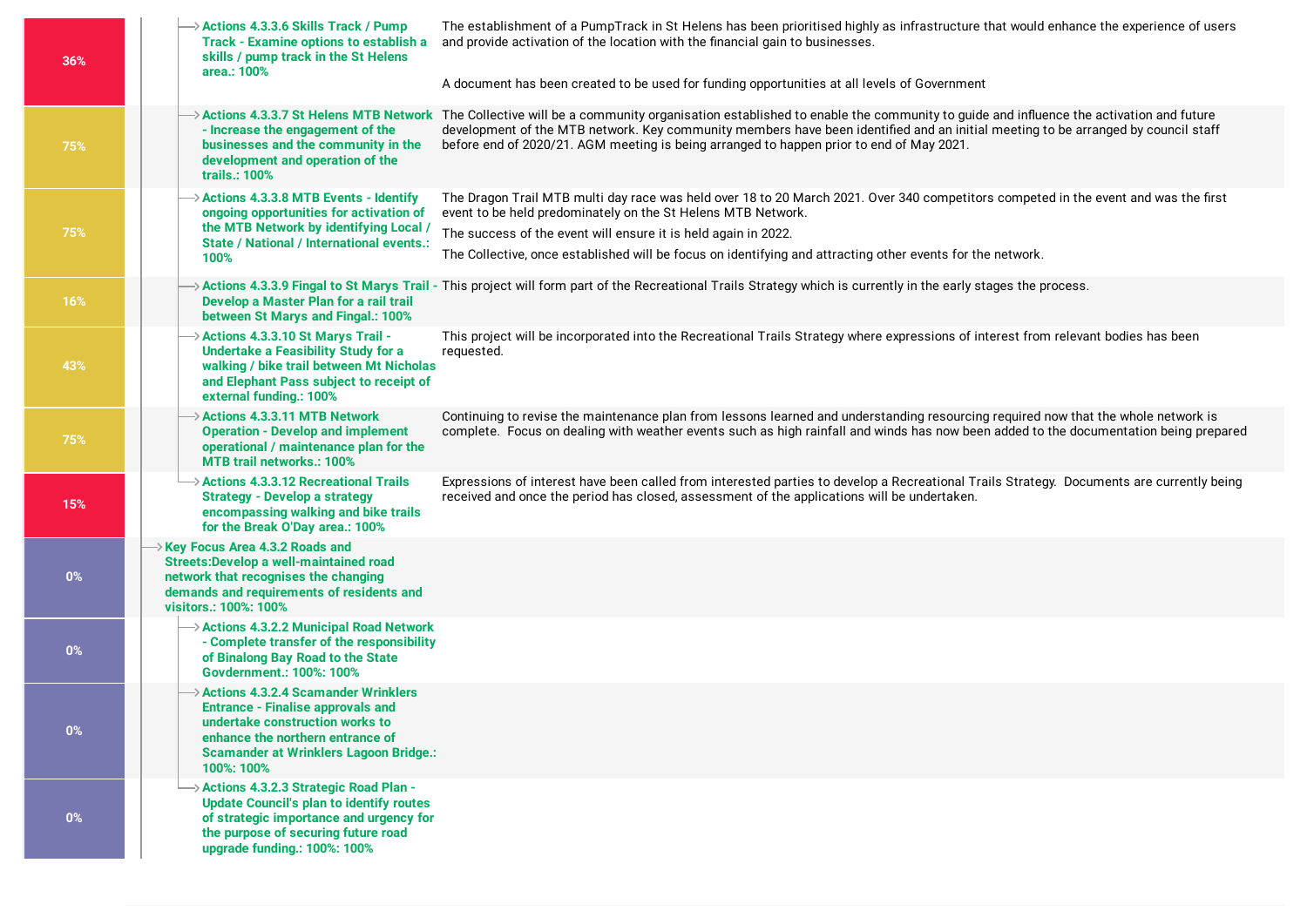| Progress | Action | Comments |
| --- | --- | --- |
| 36% | Actions 4.3.3.6 Skills Track / Pump Track - Examine options to establish a skills / pump track in the St Helens area.: 100% | The establishment of a PumpTrack in St Helens has been prioritised highly as infrastructure that would enhance the experience of users and provide activation of the location with the financial gain to businesses.<br><br>A document has been created to be used for funding opportunities at all levels of Government |
| 75% | Actions 4.3.3.7 St Helens MTB Network - Increase the engagement of the businesses and the community in the development and operation of the trails.: 100% | The Collective will be a community organisation established to enable the community to guide and influence the activation and future development of the MTB network. Key community members have been identified and an initial meeting to be arranged by council staff before end of 2020/21. AGM meeting is being arranged to happen prior to end of May 2021. |
| 75% | Actions 4.3.3.8 MTB Events - Identify ongoing opportunities for activation of the MTB Network by identifying Local / State / National / International events.: 100% | The Dragon Trail MTB multi day race was held over 18 to 20 March 2021. Over 340 competitors competed in the event and was the first event to be held predominately on the St Helens MTB Network.<br>The success of the event will ensure it is held again in 2022.<br>The Collective, once established will be focus on identifying and attracting other events for the network. |
| 16% | Actions 4.3.3.9 Fingal to St Marys Trail - Develop a Master Plan for a rail trail between St Marys and Fingal.: 100% | This project will form part of the Recreational Trails Strategy which is currently in the early stages the process. |
| 43% | Actions 4.3.3.10 St Marys Trail - Undertake a Feasibility Study for a walking / bike trail between Mt Nicholas and Elephant Pass subject to receipt of external funding.: 100% | This project will be incorporated into the Recreational Trails Strategy where expressions of interest from relevant bodies has been requested. |
| 75% | Actions 4.3.3.11 MTB Network Operation - Develop and implement operational / maintenance plan for the MTB trail networks.: 100% | Continuing to revise the maintenance plan from lessons learned and understanding resourcing required now that the whole network is complete. Focus on dealing with weather events such as high rainfall and winds has now been added to the documentation being prepared |
| 15% | Actions 4.3.3.12 Recreational Trails Strategy - Develop a strategy encompassing walking and bike trails for the Break O'Day area.: 100% | Expressions of interest have been called from interested parties to develop a Recreational Trails Strategy. Documents are currently being received and once the period has closed, assessment of the applications will be undertaken. |
| 0% | Key Focus Area 4.3.2 Roads and Streets:Develop a well-maintained road network that recognises the changing demands and requirements of residents and visitors.: 100%: 100% | |
| 0% | Actions 4.3.2.2 Municipal Road Network - Complete transfer of the responsibility of Binalong Bay Road to the State Govdernment.: 100%: 100% | |
| 0% | Actions 4.3.2.4 Scamander Wrinklers Entrance - Finalise approvals and undertake construction works to enhance the northern entrance of Scamander at Wrinklers Lagoon Bridge.: 100%: 100% | |
| 0% | Actions 4.3.2.3 Strategic Road Plan - Update Council's plan to identify routes of strategic importance and urgency for the purpose of securing future road upgrade funding.: 100%: 100% | |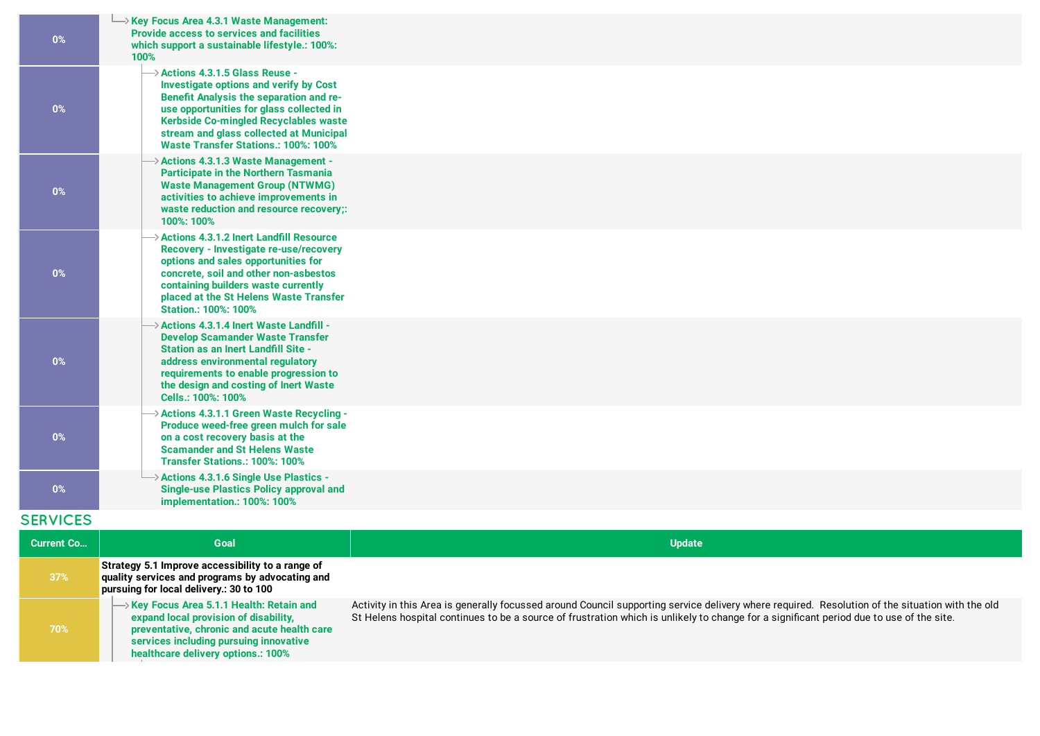| | | |
|---|---|---|
| 0% | Key Focus Area 4.3.1 Waste Management: Provide access to services and facilities which support a sustainable lifestyle.: 100%: 100% | |
| 0% | Actions 4.3.1.5 Glass Reuse - Investigate options and verify by Cost Benefit Analysis the separation and re-use opportunities for glass collected in Kerbside Co-mingled Recyclables waste stream and glass collected at Municipal Waste Transfer Stations.: 100%: 100% | |
| 0% | Actions 4.3.1.3 Waste Management - Participate in the Northern Tasmania Waste Management Group (NTWMG) activities to achieve improvements in waste reduction and resource recovery;: 100%: 100% | |
| 0% | Actions 4.3.1.2 Inert Landfill Resource Recovery - Investigate re-use/recovery options and sales opportunities for concrete, soil and other non-asbestos containing builders waste currently placed at the St Helens Waste Transfer Station.: 100%: 100% | |
| 0% | Actions 4.3.1.4 Inert Waste Landfill - Develop Scamander Waste Transfer Station as an Inert Landfill Site - address environmental regulatory requirements to enable progression to the design and costing of Inert Waste Cells.: 100%: 100% | |
| 0% | Actions 4.3.1.1 Green Waste Recycling - Produce weed-free green mulch for sale on a cost recovery basis at the Scamander and St Helens Waste Transfer Stations.: 100%: 100% | |
| 0% | Actions 4.3.1.6 Single Use Plastics - Single-use Plastics Policy approval and implementation.: 100%: 100% | |

## SERVICES

| Current Co... | Goal | Update |
|---|---|---|
| 37% | **Strategy 5.1 Improve accessibility to a range of quality services and programs by advocating and pursuing for local delivery.: 30 to 100** | |
| 70% | Key Focus Area 5.1.1 Health: Retain and expand local provision of disability, preventative, chronic and acute health care services including pursuing innovative healthcare delivery options.: 100% | Activity in this Area is generally focussed around Council supporting service delivery where required. Resolution of the situation with the old St Helens hospital continues to be a source of frustration which is unlikely to change for a significant period due to use of the site. |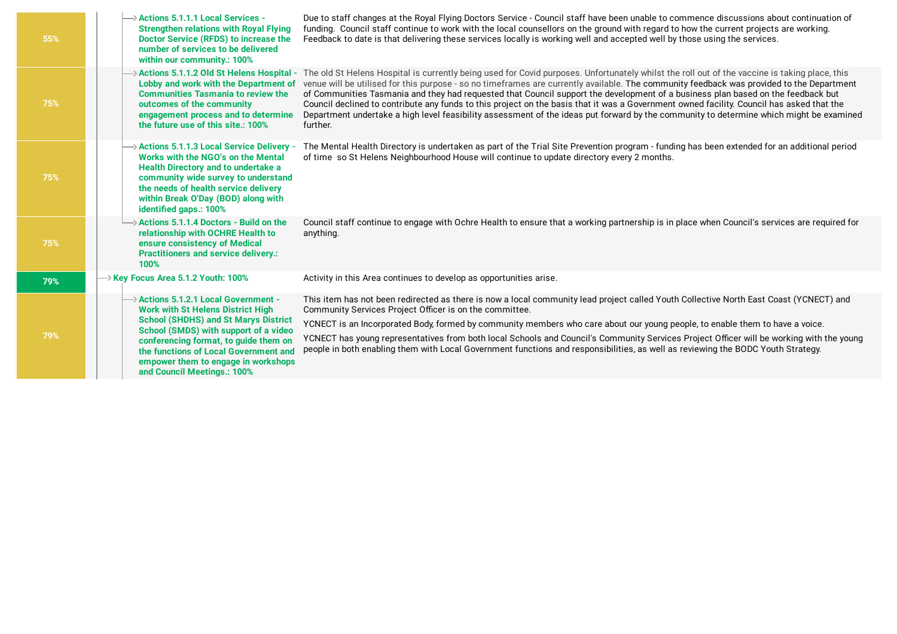| Progress | Item | Comments |
|---|---|---|
| 55% | Actions 5.1.1.1 Local Services - Strengthen relations with Royal Flying Doctor Service (RFDS) to increase the number of services to be delivered within our community.: 100% | Due to staff changes at the Royal Flying Doctors Service - Council staff have been unable to commence discussions about continuation of funding. Council staff continue to work with the local counsellors on the ground with regard to how the current projects are working. Feedback to date is that delivering these services locally is working well and accepted well by those using the services. |
| 75% | Actions 5.1.1.2 Old St Helens Hospital - Lobby and work with the Department of Communities Tasmania to review the outcomes of the community engagement process and to determine the future use of this site.: 100% | The old St Helens Hospital is currently being used for Covid purposes. Unfortunately whilst the roll out of the vaccine is taking place, this venue will be utilised for this purpose - so no timeframes are currently available. The community feedback was provided to the Department of Communities Tasmania and they had requested that Council support the development of a business plan based on the feedback but Council declined to contribute any funds to this project on the basis that it was a Government owned facility. Council has asked that the Department undertake a high level feasibility assessment of the ideas put forward by the community to determine which might be examined further. |
| 75% | Actions 5.1.1.3 Local Service Delivery - Works with the NGO's on the Mental Health Directory and to undertake a community wide survey to understand the needs of health service delivery within Break O'Day (BOD) along with identified gaps.: 100% | The Mental Health Directory is undertaken as part of the Trial Site Prevention program - funding has been extended for an additional period of time so St Helens Neighbourhood House will continue to update directory every 2 months. |
| 75% | Actions 5.1.1.4 Doctors - Build on the relationship with OCHRE Health to ensure consistency of Medical Practitioners and service delivery.: 100% | Council staff continue to engage with Ochre Health to ensure that a working partnership is in place when Council's services are required for anything. |
| 79% | Key Focus Area 5.1.2 Youth: 100% | Activity in this Area continues to develop as opportunities arise. |
| 79% | Actions 5.1.2.1 Local Government - Work with St Helens District High School (SHDHS) and St Marys District School (SMDS) with support of a video conferencing format, to guide them on the functions of Local Government and empower them to engage in workshops and Council Meetings.: 100% | This item has not been redirected as there is now a local community lead project called Youth Collective North East Coast (YCNECT) and Community Services Project Officer is on the committee.<br><br>YCNECT is an Incorporated Body, formed by community members who care about our young people, to enable them to have a voice.<br><br>YCNECT has young representatives from both local Schools and Council's Community Services Project Officer will be working with the young people in both enabling them with Local Government functions and responsibilities, as well as reviewing the BODC Youth Strategy. |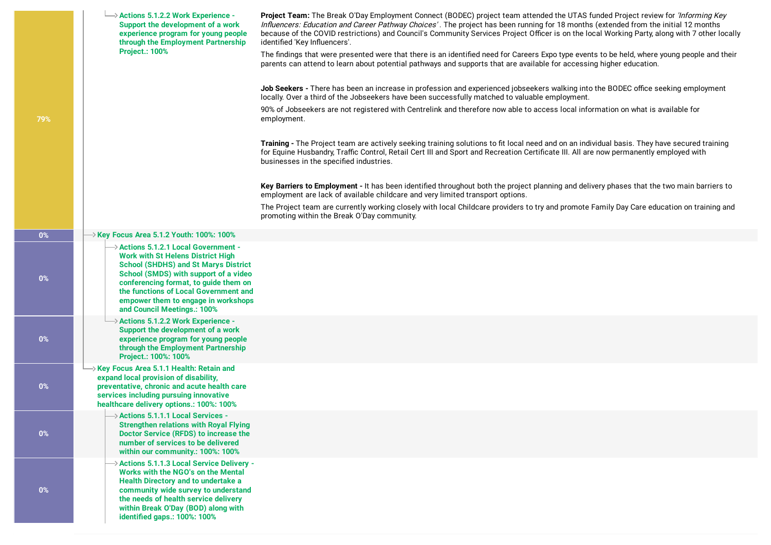| Progress | Item | Comments |
|---|---|---|
| 79% | Actions 5.1.2.2 Work Experience - Support the development of a work experience program for young people through the Employment Partnership Project.: 100% | **Project Team:** The Break O'Day Employment Connect (BODEC) project team attended the UTAS funded Project review for *'Informing Key Influencers: Education and Career Pathway Choices'*. The project has been running for 18 months (extended from the initial 12 months because of the COVID restrictions) and Council's Community Services Project Officer is on the local Working Party, along with 7 other locally identified 'Key Influencers'.<br><br>The findings that were presented were that there is an identified need for Careers Expo type events to be held, where young people and their parents can attend to learn about potential pathways and supports that are available for accessing higher education.<br><br>**Job Seekers -** There has been an increase in profession and experienced jobseekers walking into the BODEC office seeking employment locally. Over a third of the Jobseekers have been successfully matched to valuable employment.<br><br>90% of Jobseekers are not registered with Centrelink and therefore now able to access local information on what is available for employment.<br><br>**Training -** The Project team are actively seeking training solutions to fit local need and on an individual basis. They have secured training for Equine Husbandry, Traffic Control, Retail Cert III and Sport and Recreation Certificate III. All are now permanently employed with businesses in the specified industries.<br><br>**Key Barriers to Employment -** It has been identified throughout both the project planning and delivery phases that the two main barriers to employment are lack of available childcare and very limited transport options.<br><br>The Project team are currently working closely with local Childcare providers to try and promote Family Day Care education on training and promoting within the Break O'Day community. |
| 0% | Key Focus Area 5.1.2 Youth: 100%: 100% | |
| 0% | Actions 5.1.2.1 Local Government - Work with St Helens District High School (SHDHS) and St Marys District School (SMDS) with support of a video conferencing format, to guide them on the functions of Local Government and empower them to engage in workshops and Council Meetings.: 100% | |
| 0% | Actions 5.1.2.2 Work Experience - Support the development of a work experience program for young people through the Employment Partnership Project.: 100%: 100% | |
| 0% | Key Focus Area 5.1.1 Health: Retain and expand local provision of disability, preventative, chronic and acute health care services including pursuing innovative healthcare delivery options.: 100%: 100% | |
| 0% | Actions 5.1.1.1 Local Services - Strengthen relations with Royal Flying Doctor Service (RFDS) to increase the number of services to be delivered within our community.: 100%: 100% | |
| 0% | Actions 5.1.1.3 Local Service Delivery - Works with the NGO's on the Mental Health Directory and to undertake a community wide survey to understand the needs of health service delivery within Break O'Day (BOD) along with identified gaps.: 100%: 100% | |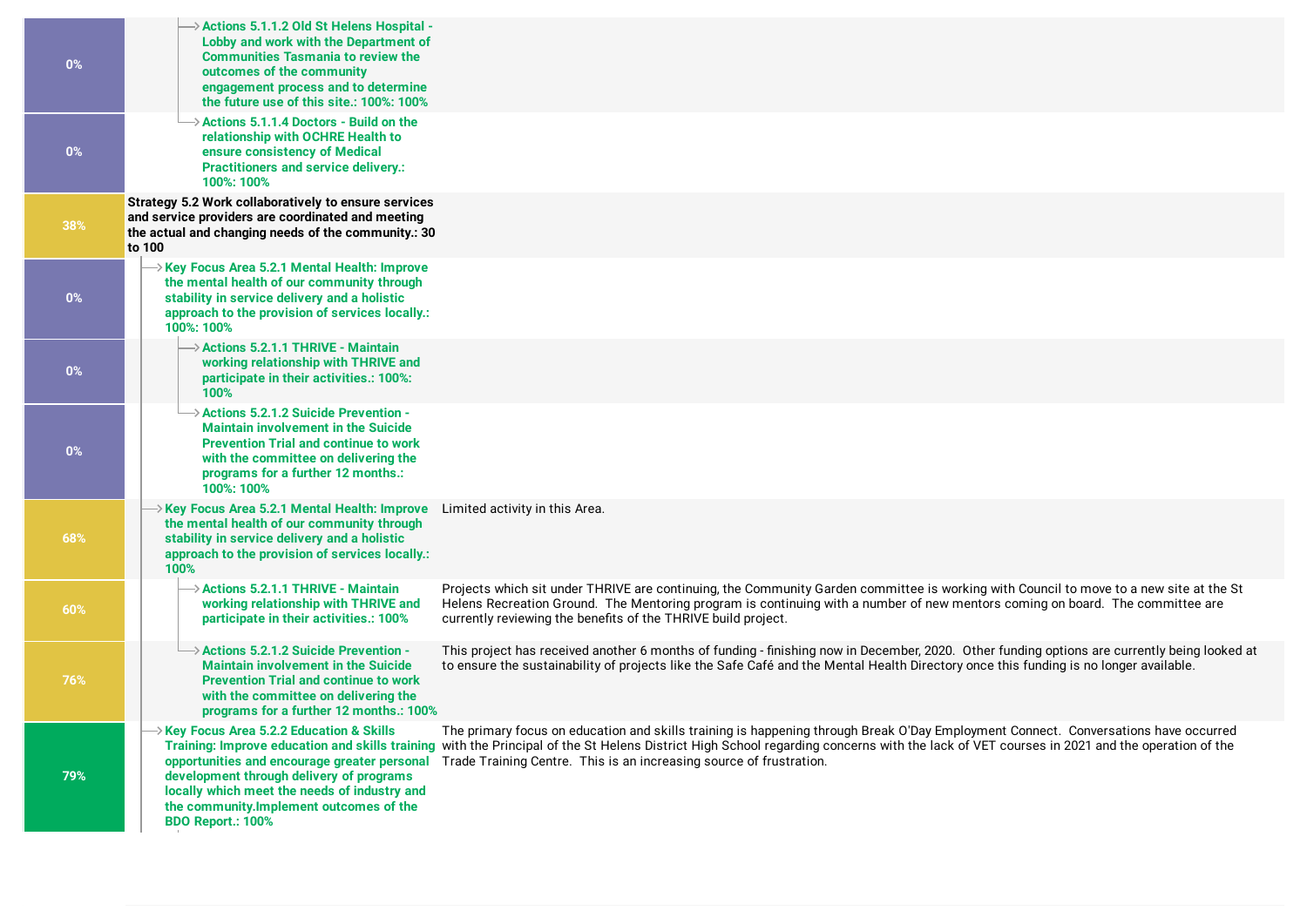| Progress | Item | Comments |
| --- | --- | --- |
| 0% | Actions 5.1.1.2 Old St Helens Hospital - Lobby and work with the Department of Communities Tasmania to review the outcomes of the community engagement process and to determine the future use of this site.: 100%: 100% | |
| 0% | Actions 5.1.1.4 Doctors - Build on the relationship with OCHRE Health to ensure consistency of Medical Practitioners and service delivery.: 100%: 100% | |
| 38% | **Strategy 5.2 Work collaboratively to ensure services and service providers are coordinated and meeting the actual and changing needs of the community.: 30 to 100** | |
| 0% | Key Focus Area 5.2.1 Mental Health: Improve the mental health of our community through stability in service delivery and a holistic approach to the provision of services locally.: 100%: 100% | |
| 0% | Actions 5.2.1.1 THRIVE - Maintain working relationship with THRIVE and participate in their activities.: 100%: 100% | |
| 0% | Actions 5.2.1.2 Suicide Prevention - Maintain involvement in the Suicide Prevention Trial and continue to work with the committee on delivering the programs for a further 12 months.: 100%: 100% | |
| 68% | Key Focus Area 5.2.1 Mental Health: Improve the mental health of our community through stability in service delivery and a holistic approach to the provision of services locally.: 100% | Limited activity in this Area. |
| 60% | Actions 5.2.1.1 THRIVE - Maintain working relationship with THRIVE and participate in their activities.: 100% | Projects which sit under THRIVE are continuing, the Community Garden committee is working with Council to move to a new site at the St Helens Recreation Ground. The Mentoring program is continuing with a number of new mentors coming on board. The committee are currently reviewing the benefits of the THRIVE build project. |
| 76% | Actions 5.2.1.2 Suicide Prevention - Maintain involvement in the Suicide Prevention Trial and continue to work with the committee on delivering the programs for a further 12 months.: 100% | This project has received another 6 months of funding - finishing now in December, 2020. Other funding options are currently being looked at to ensure the sustainability of projects like the Safe Café and the Mental Health Directory once this funding is no longer available. |
| 79% | Key Focus Area 5.2.2 Education & Skills Training: Improve education and skills training opportunities and encourage greater personal development through delivery of programs locally which meet the needs of industry and the community.Implement outcomes of the BDO Report.: 100% | The primary focus on education and skills training is happening through Break O'Day Employment Connect. Conversations have occurred with the Principal of the St Helens District High School regarding concerns with the lack of VET courses in 2021 and the operation of the Trade Training Centre. This is an increasing source of frustration. |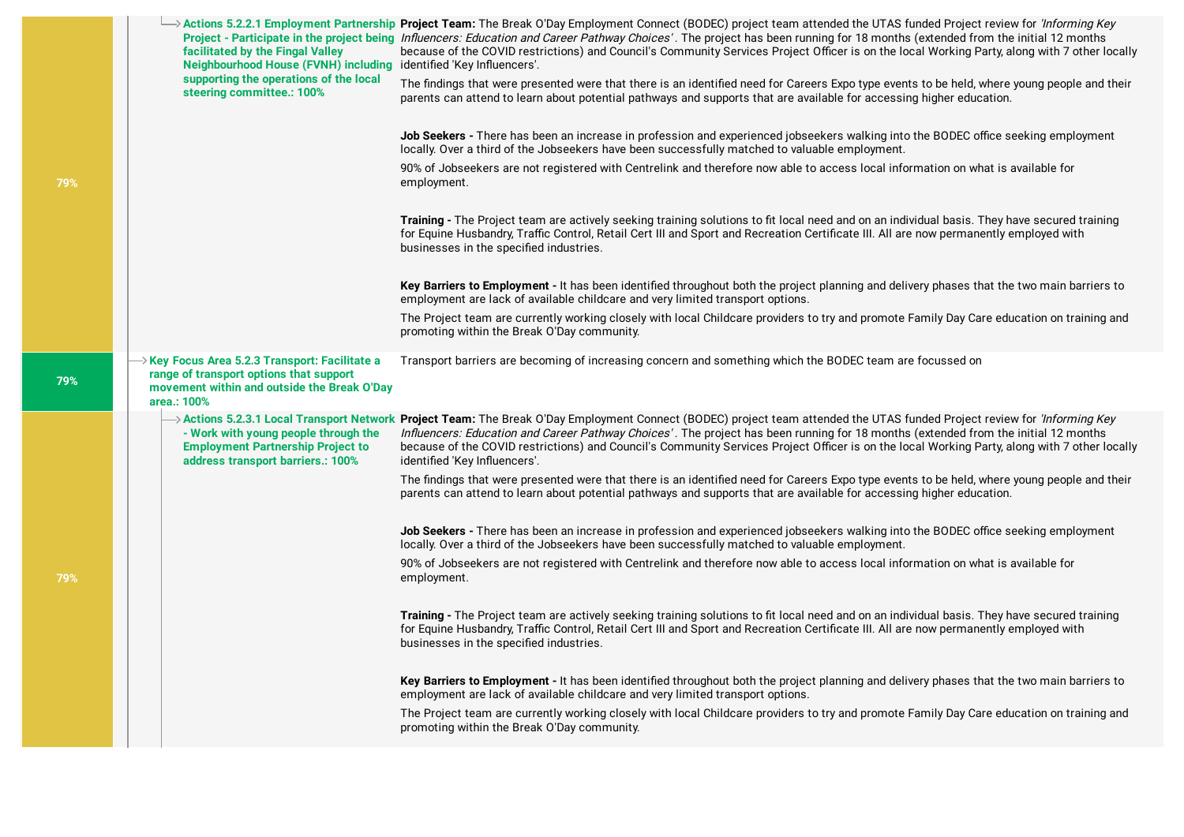| Progress | Item | Comments |
|---|---|---|
| 79% | **Actions 5.2.2.1 Employment Partnership Project - Participate in the project being facilitated by the Fingal Valley Neighbourhood House (FVNH) including supporting the operations of the local steering committee.: 100%** | **Project Team:** The Break O'Day Employment Connect (BODEC) project team attended the UTAS funded Project review for *'Informing Key Influencers: Education and Career Pathway Choices'*. The project has been running for 18 months (extended from the initial 12 months because of the COVID restrictions) and Council's Community Services Project Officer is on the local Working Party, along with 7 other locally identified 'Key Influencers'.<br><br>The findings that were presented were that there is an identified need for Careers Expo type events to be held, where young people and their parents can attend to learn about potential pathways and supports that are available for accessing higher education.<br><br>**Job Seekers -** There has been an increase in profession and experienced jobseekers walking into the BODEC office seeking employment locally. Over a third of the Jobseekers have been successfully matched to valuable employment.<br><br>90% of Jobseekers are not registered with Centrelink and therefore now able to access local information on what is available for employment.<br><br>**Training -** The Project team are actively seeking training solutions to fit local need and on an individual basis. They have secured training for Equine Husbandry, Traffic Control, Retail Cert III and Sport and Recreation Certificate III. All are now permanently employed with businesses in the specified industries.<br><br>**Key Barriers to Employment -** It has been identified throughout both the project planning and delivery phases that the two main barriers to employment are lack of available childcare and very limited transport options.<br><br>The Project team are currently working closely with local Childcare providers to try and promote Family Day Care education on training and promoting within the Break O'Day community. |
| 79% | **Key Focus Area 5.2.3 Transport: Facilitate a range of transport options that support movement within and outside the Break O'Day area.: 100%** | Transport barriers are becoming of increasing concern and something which the BODEC team are focussed on |
| 79% | **Actions 5.2.3.1 Local Transport Network - Work with young people through the Employment Partnership Project to address transport barriers.: 100%** | **Project Team:** The Break O'Day Employment Connect (BODEC) project team attended the UTAS funded Project review for *'Informing Key Influencers: Education and Career Pathway Choices'*. The project has been running for 18 months (extended from the initial 12 months because of the COVID restrictions) and Council's Community Services Project Officer is on the local Working Party, along with 7 other locally identified 'Key Influencers'.<br><br>The findings that were presented were that there is an identified need for Careers Expo type events to be held, where young people and their parents can attend to learn about potential pathways and supports that are available for accessing higher education.<br><br>**Job Seekers -** There has been an increase in profession and experienced jobseekers walking into the BODEC office seeking employment locally. Over a third of the Jobseekers have been successfully matched to valuable employment.<br><br>90% of Jobseekers are not registered with Centrelink and therefore now able to access local information on what is available for employment.<br><br>**Training -** The Project team are actively seeking training solutions to fit local need and on an individual basis. They have secured training for Equine Husbandry, Traffic Control, Retail Cert III and Sport and Recreation Certificate III. All are now permanently employed with businesses in the specified industries.<br><br>**Key Barriers to Employment -** It has been identified throughout both the project planning and delivery phases that the two main barriers to employment are lack of available childcare and very limited transport options.<br><br>The Project team are currently working closely with local Childcare providers to try and promote Family Day Care education on training and promoting within the Break O'Day community. |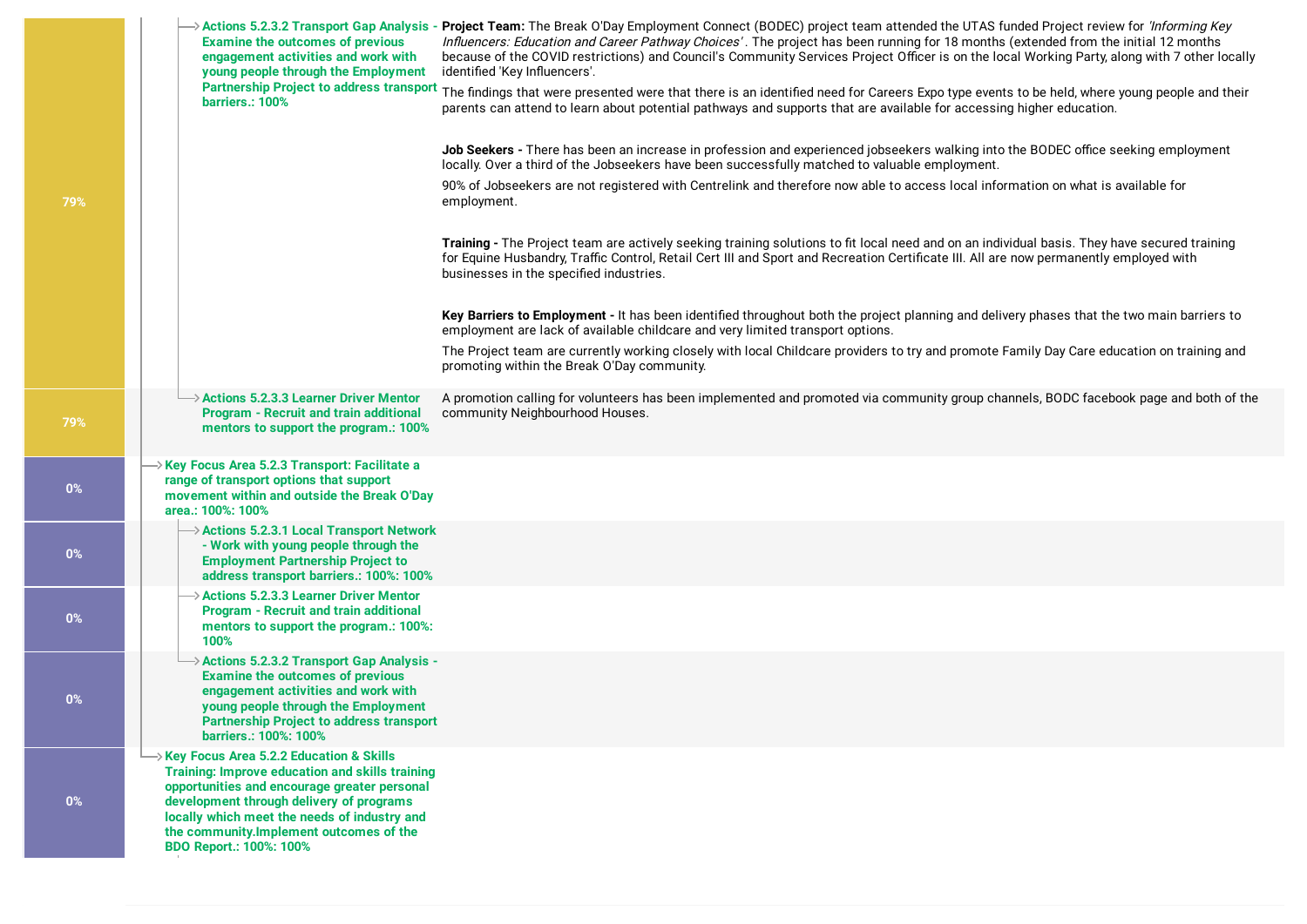| Progress | Action | Comments |
|---|---|---|
| 79% | Actions 5.2.3.2 Transport Gap Analysis - Examine the outcomes of previous engagement activities and work with young people through the Employment Partnership Project to address transport barriers.: 100% | **Project Team:** The Break O'Day Employment Connect (BODEC) project team attended the UTAS funded Project review for *'Informing Key Influencers: Education and Career Pathway Choices'* . The project has been running for 18 months (extended from the initial 12 months because of the COVID restrictions) and Council's Community Services Project Officer is on the local Working Party, along with 7 other locally identified 'Key Influencers'.<br><br>The findings that were presented were that there is an identified need for Careers Expo type events to be held, where young people and their parents can attend to learn about potential pathways and supports that are available for accessing higher education.<br><br>**Job Seekers -** There has been an increase in profession and experienced jobseekers walking into the BODEC office seeking employment locally. Over a third of the Jobseekers have been successfully matched to valuable employment.<br><br>90% of Jobseekers are not registered with Centrelink and therefore now able to access local information on what is available for employment.<br><br>**Training -** The Project team are actively seeking training solutions to fit local need and on an individual basis. They have secured training for Equine Husbandry, Traffic Control, Retail Cert III and Sport and Recreation Certificate III. All are now permanently employed with businesses in the specified industries.<br><br>**Key Barriers to Employment -** It has been identified throughout both the project planning and delivery phases that the two main barriers to employment are lack of available childcare and very limited transport options.<br><br>The Project team are currently working closely with local Childcare providers to try and promote Family Day Care education on training and promoting within the Break O'Day community. |
| 79% | Actions 5.2.3.3 Learner Driver Mentor Program - Recruit and train additional mentors to support the program.: 100% | A promotion calling for volunteers has been implemented and promoted via community group channels, BODC facebook page and both of the community Neighbourhood Houses. |
| 0% | Key Focus Area 5.2.3 Transport: Facilitate a range of transport options that support movement within and outside the Break O'Day area.: 100%: 100% | |
| 0% | Actions 5.2.3.1 Local Transport Network - Work with young people through the Employment Partnership Project to address transport barriers.: 100%: 100% | |
| 0% | Actions 5.2.3.3 Learner Driver Mentor Program - Recruit and train additional mentors to support the program.: 100%: 100% | |
| 0% | Actions 5.2.3.2 Transport Gap Analysis - Examine the outcomes of previous engagement activities and work with young people through the Employment Partnership Project to address transport barriers.: 100%: 100% | |
| 0% | Key Focus Area 5.2.2 Education & Skills Training: Improve education and skills training opportunities and encourage greater personal development through delivery of programs locally which meet the needs of industry and the community.Implement outcomes of the BDO Report.: 100%: 100% | |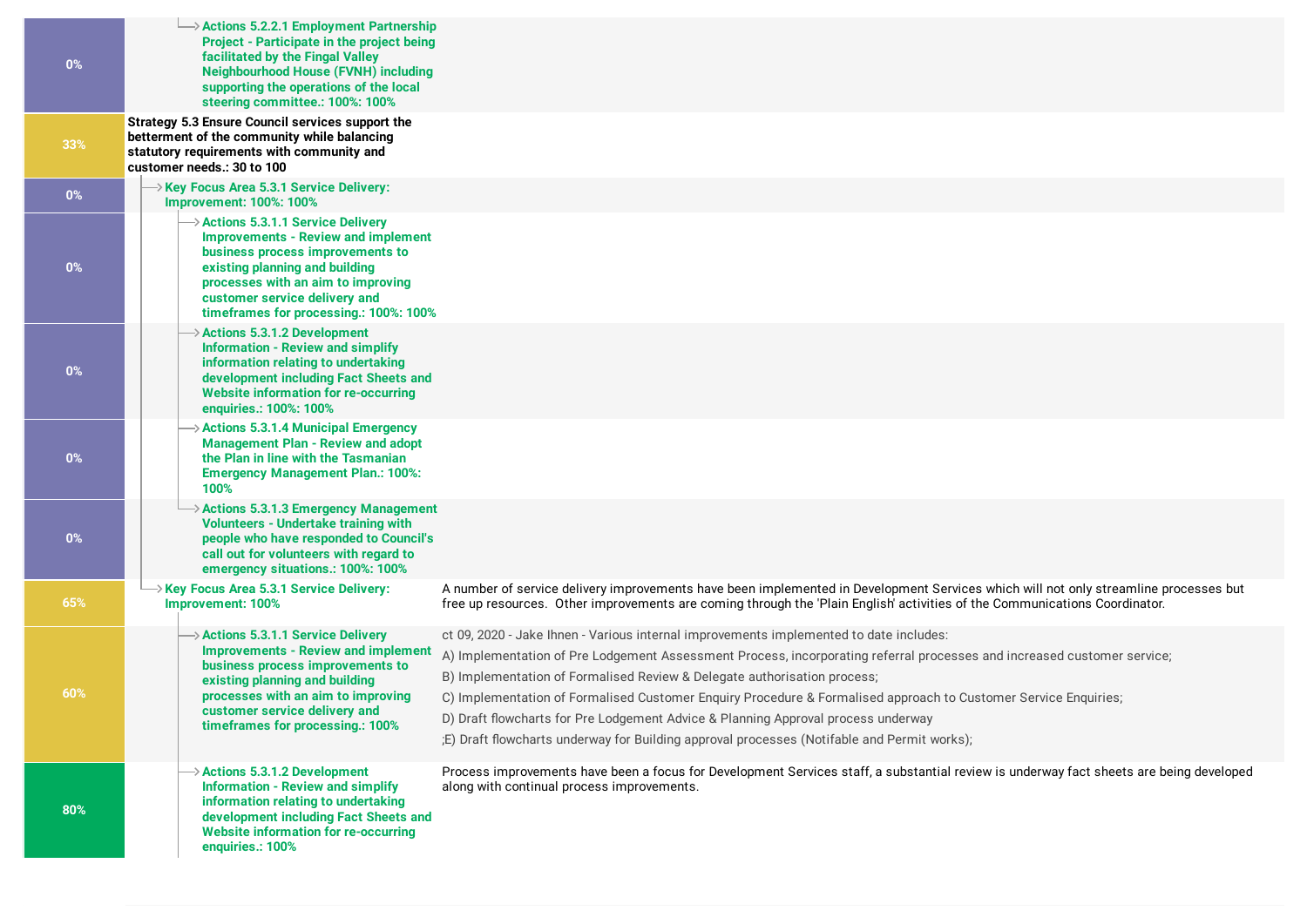| Progress | Item | Comments |
| --- | --- | --- |
| 0% | Actions 5.2.2.1 Employment Partnership Project - Participate in the project being facilitated by the Fingal Valley Neighbourhood House (FVNH) including supporting the operations of the local steering committee.: 100%: 100% | |
| 33% | **Strategy 5.3 Ensure Council services support the betterment of the community while balancing statutory requirements with community and customer needs.: 30 to 100** | |
| 0% | Key Focus Area 5.3.1 Service Delivery: Improvement: 100%: 100% | |
| 0% | Actions 5.3.1.1 Service Delivery Improvements - Review and implement business process improvements to existing planning and building processes with an aim to improving customer service delivery and timeframes for processing.: 100%: 100% | |
| 0% | Actions 5.3.1.2 Development Information - Review and simplify information relating to undertaking development including Fact Sheets and Website information for re-occurring enquiries.: 100%: 100% | |
| 0% | Actions 5.3.1.4 Municipal Emergency Management Plan - Review and adopt the Plan in line with the Tasmanian Emergency Management Plan.: 100%: 100% | |
| 0% | Actions 5.3.1.3 Emergency Management Volunteers - Undertake training with people who have responded to Council's call out for volunteers with regard to emergency situations.: 100%: 100% | |
| 65% | Key Focus Area 5.3.1 Service Delivery: Improvement: 100% | A number of service delivery improvements have been implemented in Development Services which will not only streamline processes but free up resources. Other improvements are coming through the 'Plain English' activities of the Communications Coordinator. |
| 60% | Actions 5.3.1.1 Service Delivery Improvements - Review and implement business process improvements to existing planning and building processes with an aim to improving customer service delivery and timeframes for processing.: 100% | ct 09, 2020 - Jake Ihnen - Various internal improvements implemented to date includes:<br>A) Implementation of Pre Lodgement Assessment Process, incorporating referral processes and increased customer service;<br>B) Implementation of Formalised Review & Delegate authorisation process;<br>C) Implementation of Formalised Customer Enquiry Procedure & Formalised approach to Customer Service Enquiries;<br>D) Draft flowcharts for Pre Lodgement Advice & Planning Approval process underway<br>;E) Draft flowcharts underway for Building approval processes (Notifable and Permit works); |
| 80% | Actions 5.3.1.2 Development Information - Review and simplify information relating to undertaking development including Fact Sheets and Website information for re-occurring enquiries.: 100% | Process improvements have been a focus for Development Services staff, a substantial review is underway fact sheets are being developed along with continual process improvements. |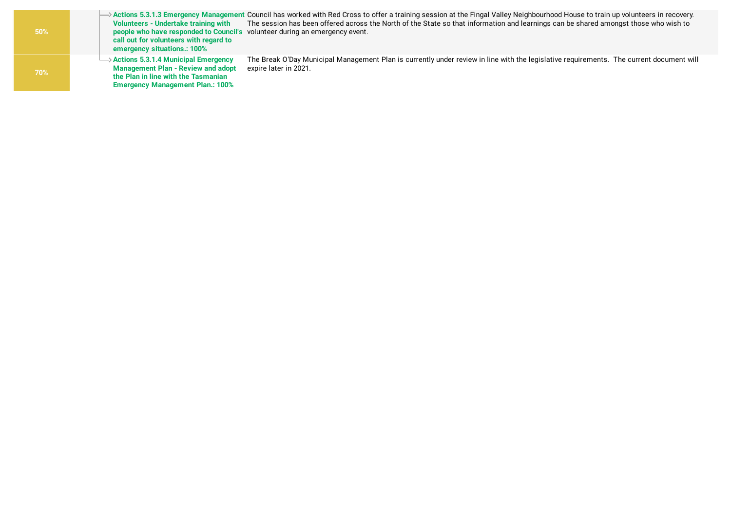| | | |
|---|---|---|
| 50% | **Actions 5.3.1.3 Emergency Management Volunteers - Undertake training with people who have responded to Council's call out for volunteers with regard to emergency situations.: 100%** | Council has worked with Red Cross to offer a training session at the Fingal Valley Neighbourhood House to train up volunteers in recovery. The session has been offered across the North of the State so that information and learnings can be shared amongst those who wish to volunteer during an emergency event. |
| 70% | **Actions 5.3.1.4 Municipal Emergency Management Plan - Review and adopt the Plan in line with the Tasmanian Emergency Management Plan.: 100%** | The Break O'Day Municipal Management Plan is currently under review in line with the legislative requirements. The current document will expire later in 2021. |